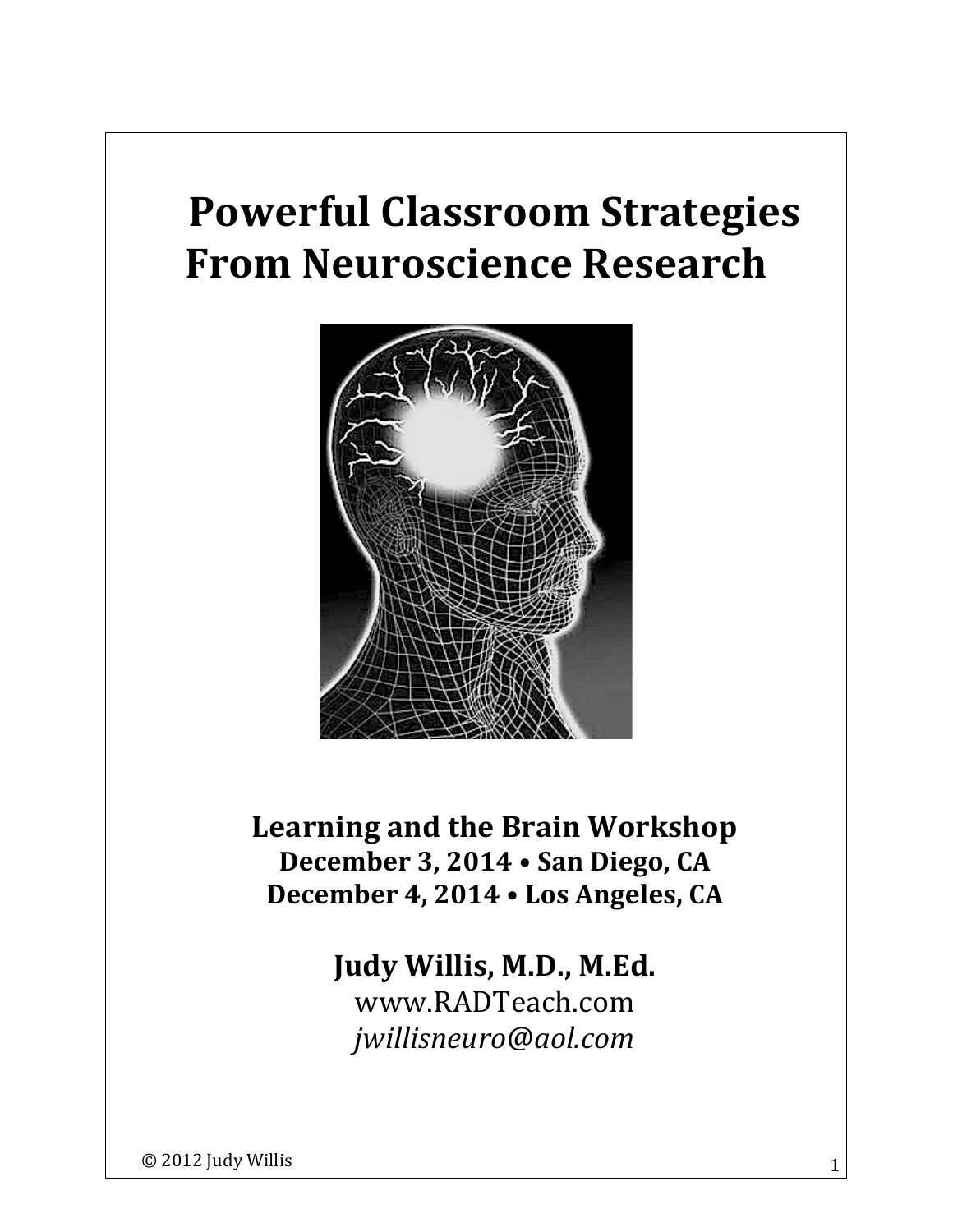# Powerful Classroom Strategies From Neuroscience Research

**Learning and the Brain Workshop**
**December 3, 2014 • San Diego, CA**
**December 4, 2014 • Los Angeles, CA**

**Judy Willis, M.D., M.Ed.**
www.RADTeach.com
*jwillisneuro@aol.com*

© 2012 Judy Willis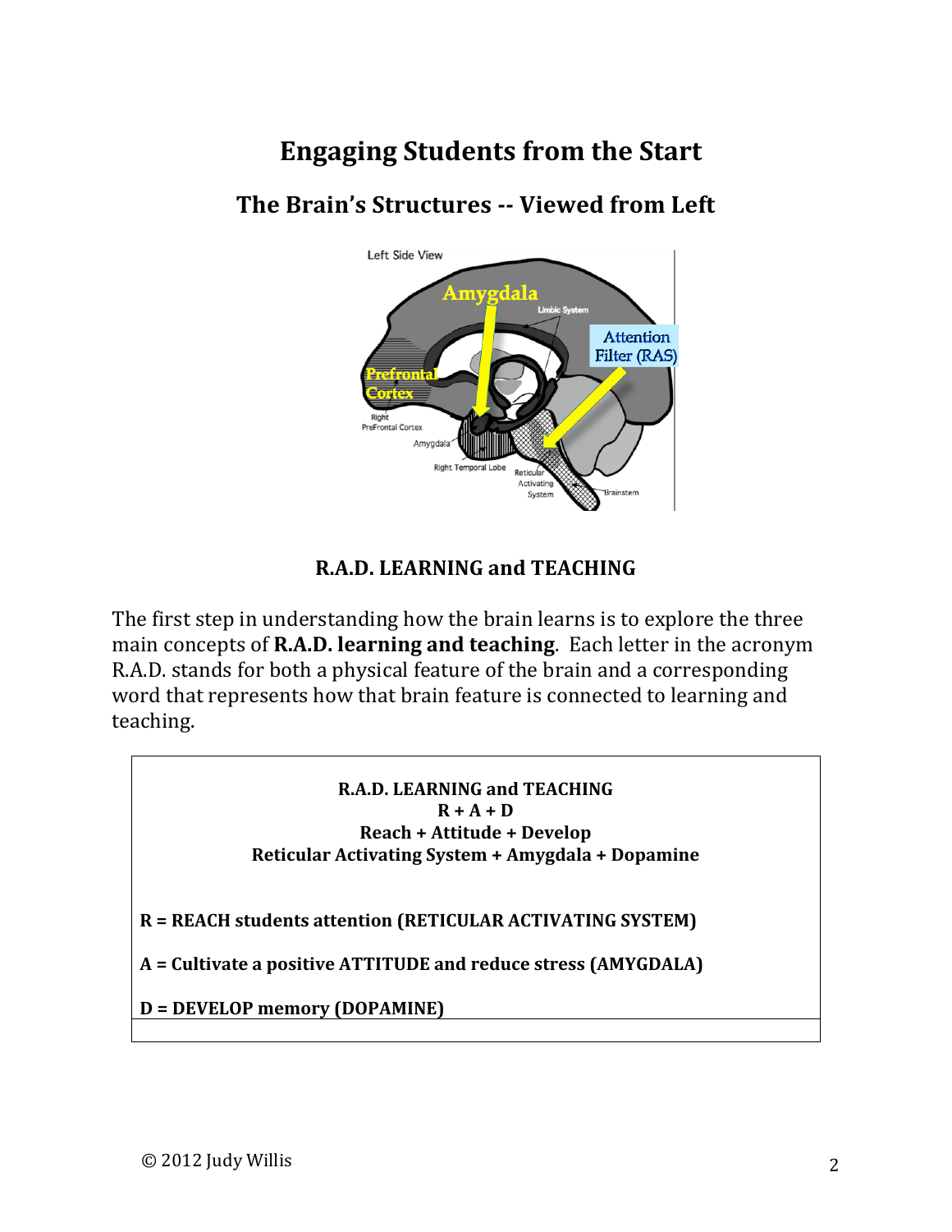# Engaging Students from the Start

## The Brain's Structures -- Viewed from Left

## R.A.D. LEARNING and TEACHING

The first step in understanding how the brain learns is to explore the three main concepts of **R.A.D. learning and teaching**. Each letter in the acronym R.A.D. stands for both a physical feature of the brain and a corresponding word that represents how that brain feature is connected to learning and teaching.

**R.A.D. LEARNING and TEACHING**
**R + A + D**
**Reach + Attitude + Develop**
**Reticular Activating System + Amygdala + Dopamine**

**R = REACH students attention (RETICULAR ACTIVATING SYSTEM)**

**A = Cultivate a positive ATTITUDE and reduce stress (AMYGDALA)**

**D = DEVELOP memory (DOPAMINE)**

© 2012 Judy Willis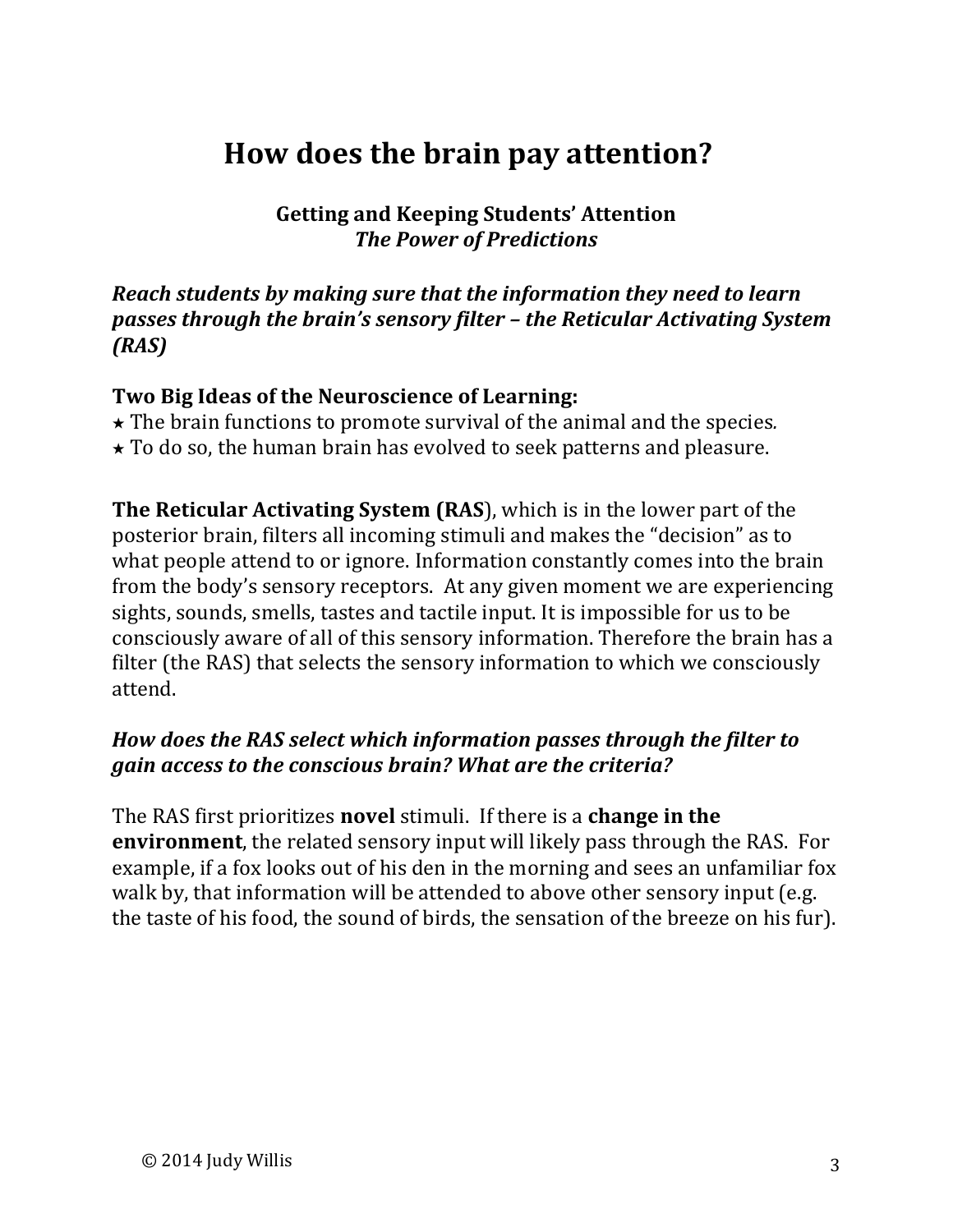# How does the brain pay attention?

**Getting and Keeping Students' Attention**
***The Power of Predictions***

***Reach students by making sure that the information they need to learn passes through the brain's sensory filter – the Reticular Activating System (RAS)***

**Two Big Ideas of the Neuroscience of Learning:**

⋆ The brain functions to promote survival of the animal and the species.
⋆ To do so, the human brain has evolved to seek patterns and pleasure.

**The Reticular Activating System (RAS**), which is in the lower part of the posterior brain, filters all incoming stimuli and makes the "decision" as to what people attend to or ignore. Information constantly comes into the brain from the body's sensory receptors. At any given moment we are experiencing sights, sounds, smells, tastes and tactile input. It is impossible for us to be consciously aware of all of this sensory information. Therefore the brain has a filter (the RAS) that selects the sensory information to which we consciously attend.

***How does the RAS select which information passes through the filter to gain access to the conscious brain? What are the criteria?***

The RAS first prioritizes **novel** stimuli. If there is a **change in the environment**, the related sensory input will likely pass through the RAS. For example, if a fox looks out of his den in the morning and sees an unfamiliar fox walk by, that information will be attended to above other sensory input (e.g. the taste of his food, the sound of birds, the sensation of the breeze on his fur).

© 2014 Judy Willis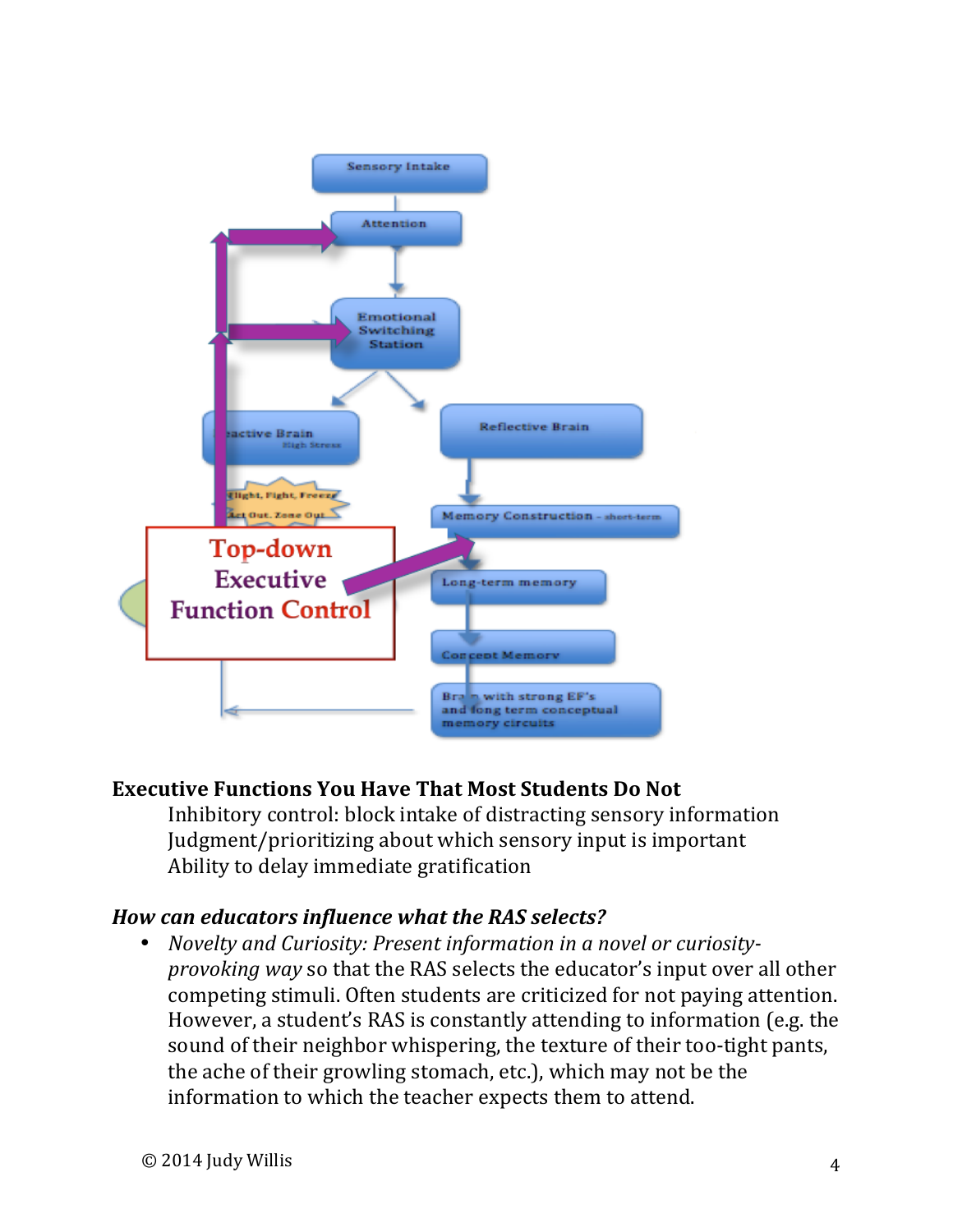**Executive Functions You Have That Most Students Do Not**

Inhibitory control: block intake of distracting sensory information
Judgment/prioritizing about which sensory input is important
Ability to delay immediate gratification

***How can educators influence what the RAS selects?***

- *Novelty and Curiosity: Present information in a novel or curiosity-provoking way* so that the RAS selects the educator's input over all other competing stimuli. Often students are criticized for not paying attention. However, a student's RAS is constantly attending to information (e.g. the sound of their neighbor whispering, the texture of their too-tight pants, the ache of their growling stomach, etc.), which may not be the information to which the teacher expects them to attend.

© 2014 Judy Willis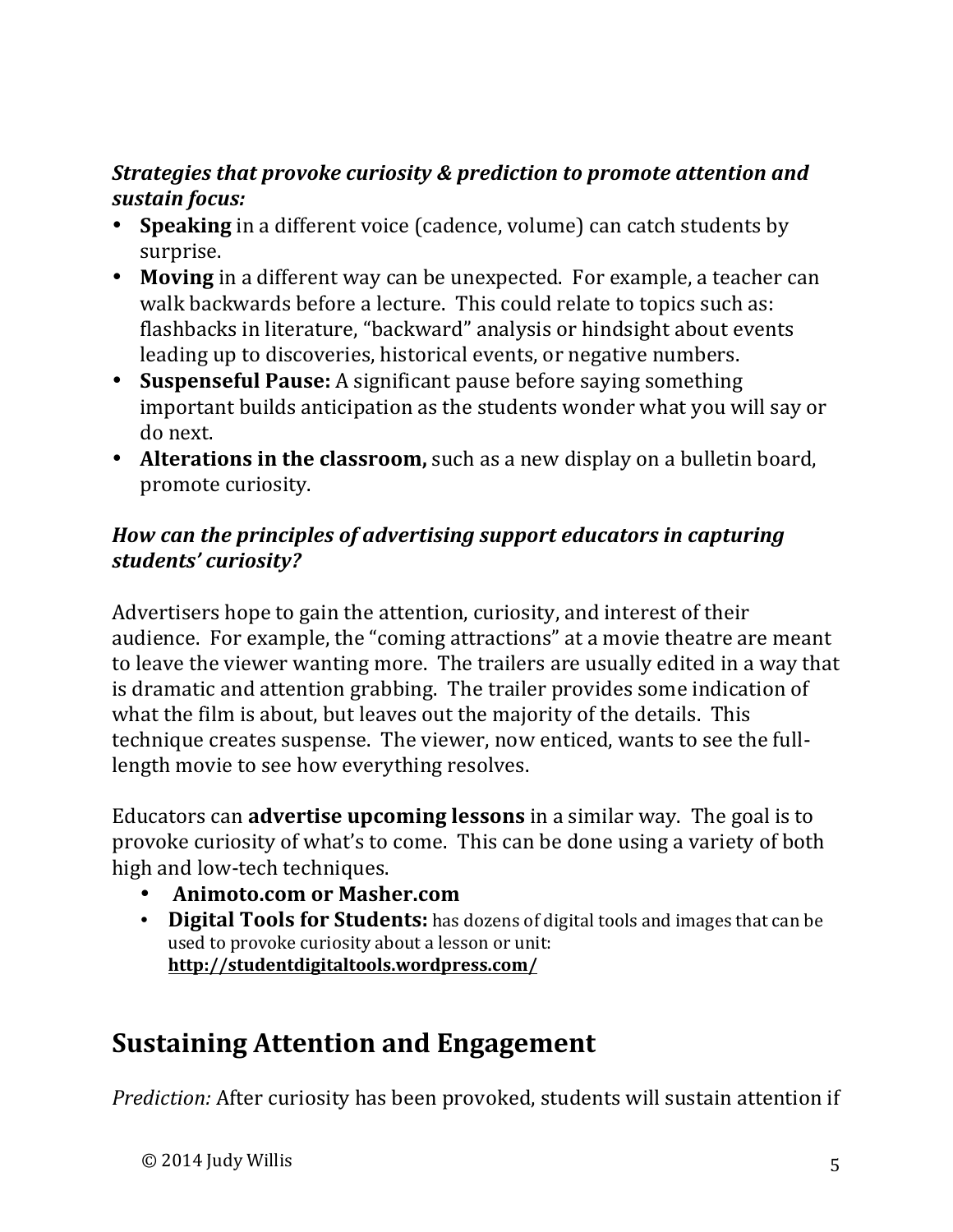***Strategies that provoke curiosity & prediction to promote attention and sustain focus:***

- **Speaking** in a different voice (cadence, volume) can catch students by surprise.
- **Moving** in a different way can be unexpected. For example, a teacher can walk backwards before a lecture. This could relate to topics such as: flashbacks in literature, "backward" analysis or hindsight about events leading up to discoveries, historical events, or negative numbers.
- **Suspenseful Pause:** A significant pause before saying something important builds anticipation as the students wonder what you will say or do next.
- **Alterations in the classroom,** such as a new display on a bulletin board, promote curiosity.

***How can the principles of advertising support educators in capturing students' curiosity?***

Advertisers hope to gain the attention, curiosity, and interest of their audience. For example, the "coming attractions" at a movie theatre are meant to leave the viewer wanting more. The trailers are usually edited in a way that is dramatic and attention grabbing. The trailer provides some indication of what the film is about, but leaves out the majority of the details. This technique creates suspense. The viewer, now enticed, wants to see the full-length movie to see how everything resolves.

Educators can **advertise upcoming lessons** in a similar way. The goal is to provoke curiosity of what's to come. This can be done using a variety of both high and low-tech techniques.

- **Animoto.com or Masher.com**
- **Digital Tools for Students:** has dozens of digital tools and images that can be used to provoke curiosity about a lesson or unit: **http://studentdigitaltools.wordpress.com/**

## Sustaining Attention and Engagement

*Prediction:* After curiosity has been provoked, students will sustain attention if

© 2014 Judy Willis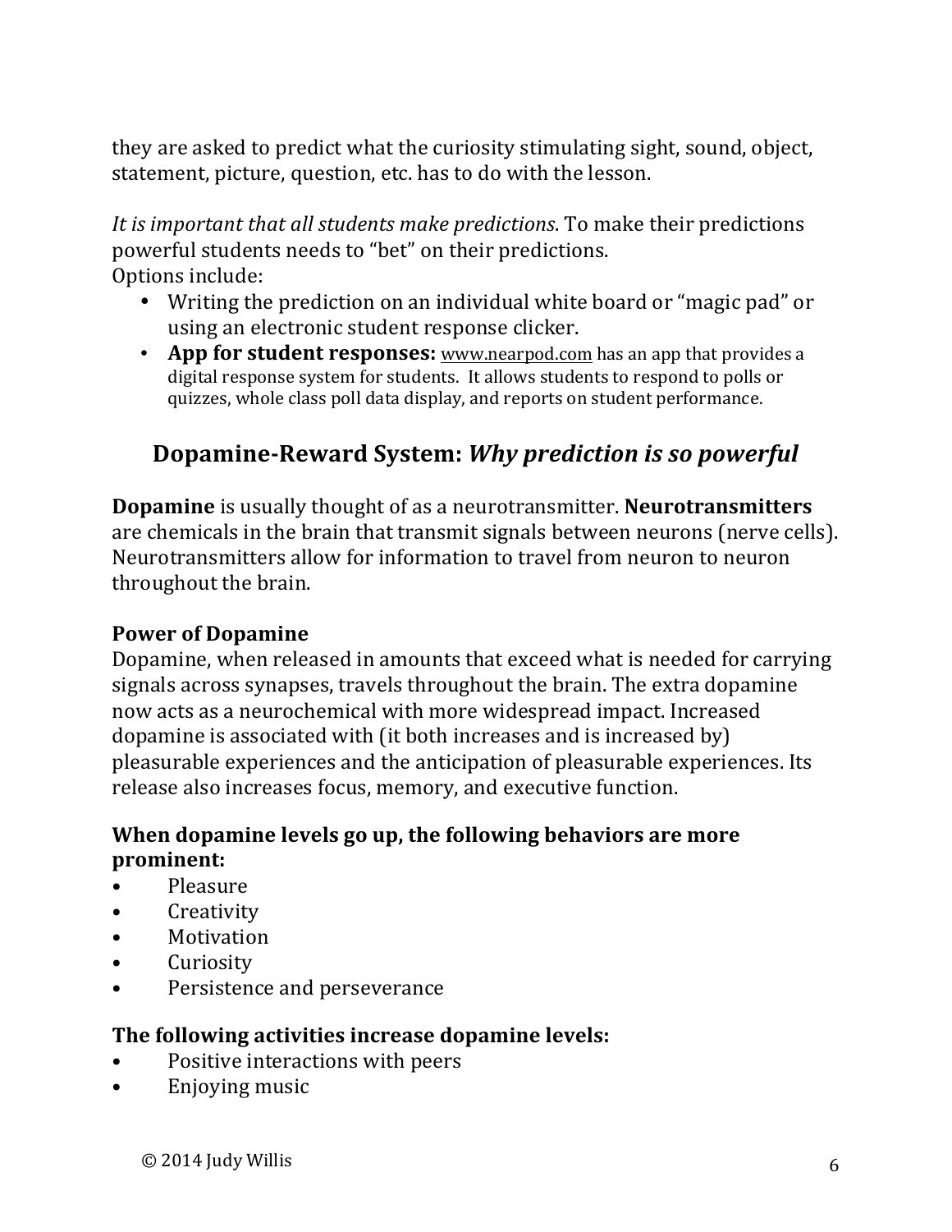they are asked to predict what the curiosity stimulating sight, sound, object, statement, picture, question, etc. has to do with the lesson.

*It is important that all students make predictions*. To make their predictions powerful students needs to "bet" on their predictions.
Options include:

- Writing the prediction on an individual white board or "magic pad" or using an electronic student response clicker.
- **App for student responses:** www.nearpod.com has an app that provides a digital response system for students. It allows students to respond to polls or quizzes, whole class poll data display, and reports on student performance.

## Dopamine-Reward System: *Why prediction is so powerful*

**Dopamine** is usually thought of as a neurotransmitter. **Neurotransmitters** are chemicals in the brain that transmit signals between neurons (nerve cells). Neurotransmitters allow for information to travel from neuron to neuron throughout the brain.

### Power of Dopamine

Dopamine, when released in amounts that exceed what is needed for carrying signals across synapses, travels throughout the brain. The extra dopamine now acts as a neurochemical with more widespread impact. Increased dopamine is associated with (it both increases and is increased by) pleasurable experiences and the anticipation of pleasurable experiences. Its release also increases focus, memory, and executive function.

### When dopamine levels go up, the following behaviors are more prominent:

- Pleasure
- Creativity
- Motivation
- Curiosity
- Persistence and perseverance

### The following activities increase dopamine levels:

- Positive interactions with peers
- Enjoying music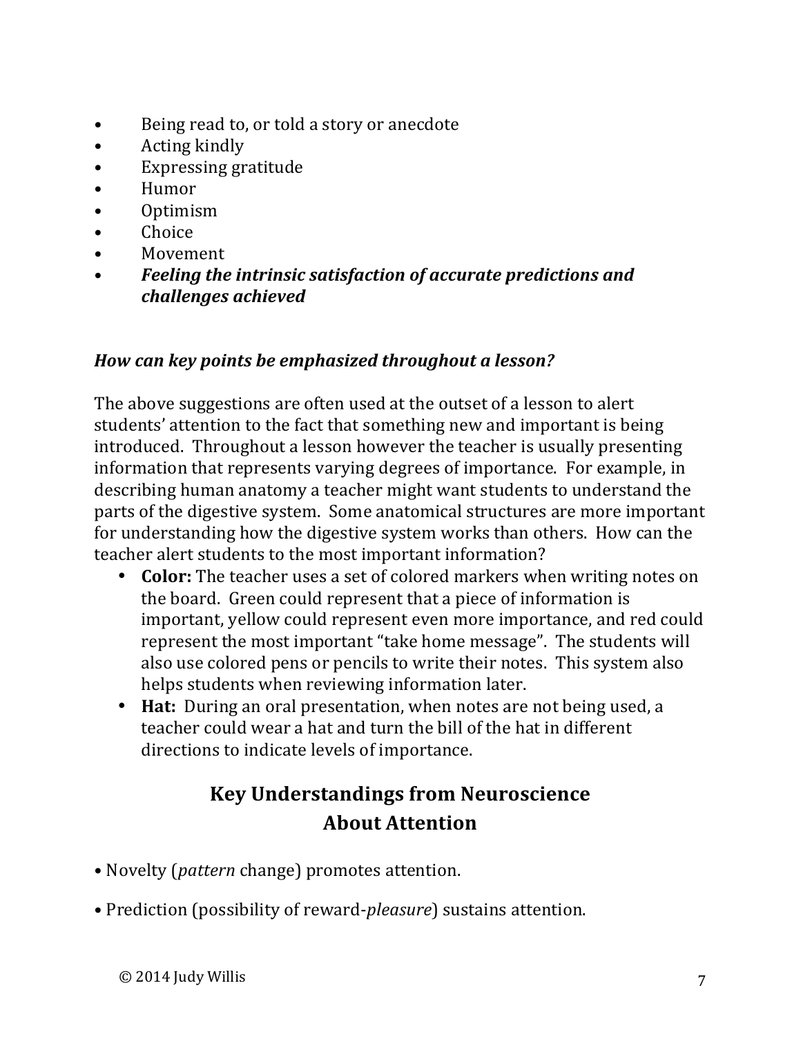- Being read to, or told a story or anecdote
- Acting kindly
- Expressing gratitude
- Humor
- Optimism
- Choice
- Movement
- ***Feeling the intrinsic satisfaction of accurate predictions and challenges achieved***

***How can key points be emphasized throughout a lesson?***

The above suggestions are often used at the outset of a lesson to alert students' attention to the fact that something new and important is being introduced. Throughout a lesson however the teacher is usually presenting information that represents varying degrees of importance. For example, in describing human anatomy a teacher might want students to understand the parts of the digestive system. Some anatomical structures are more important for understanding how the digestive system works than others. How can the teacher alert students to the most important information?

- **Color:** The teacher uses a set of colored markers when writing notes on the board. Green could represent that a piece of information is important, yellow could represent even more importance, and red could represent the most important "take home message". The students will also use colored pens or pencils to write their notes. This system also helps students when reviewing information later.
- **Hat:** During an oral presentation, when notes are not being used, a teacher could wear a hat and turn the bill of the hat in different directions to indicate levels of importance.

## Key Understandings from Neuroscience About Attention

- Novelty (*pattern* change) promotes attention.
- Prediction (possibility of reward-*pleasure*) sustains attention.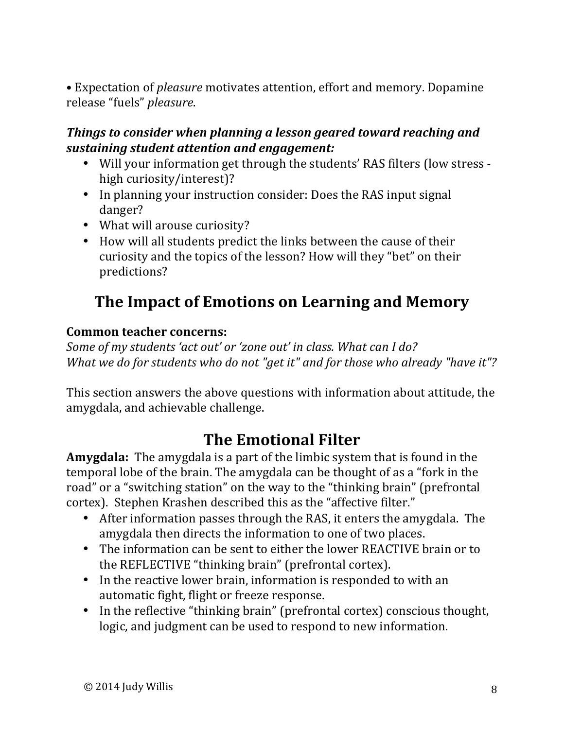• Expectation of *pleasure* motivates attention, effort and memory. Dopamine release "fuels" *pleasure*.

***Things to consider when planning a lesson geared toward reaching and sustaining student attention and engagement:***

- Will your information get through the students' RAS filters (low stress - high curiosity/interest)?
- In planning your instruction consider: Does the RAS input signal danger?
- What will arouse curiosity?
- How will all students predict the links between the cause of their curiosity and the topics of the lesson? How will they "bet" on their predictions?

## The Impact of Emotions on Learning and Memory

**Common teacher concerns:**

*Some of my students 'act out' or 'zone out' in class. What can I do?*
*What we do for students who do not "get it" and for those who already "have it"?*

This section answers the above questions with information about attitude, the amygdala, and achievable challenge.

## The Emotional Filter

**Amygdala:** The amygdala is a part of the limbic system that is found in the temporal lobe of the brain. The amygdala can be thought of as a "fork in the road" or a "switching station" on the way to the "thinking brain" (prefrontal cortex). Stephen Krashen described this as the "affective filter."

- After information passes through the RAS, it enters the amygdala. The amygdala then directs the information to one of two places.
- The information can be sent to either the lower REACTIVE brain or to the REFLECTIVE "thinking brain" (prefrontal cortex).
- In the reactive lower brain, information is responded to with an automatic fight, flight or freeze response.
- In the reflective "thinking brain" (prefrontal cortex) conscious thought, logic, and judgment can be used to respond to new information.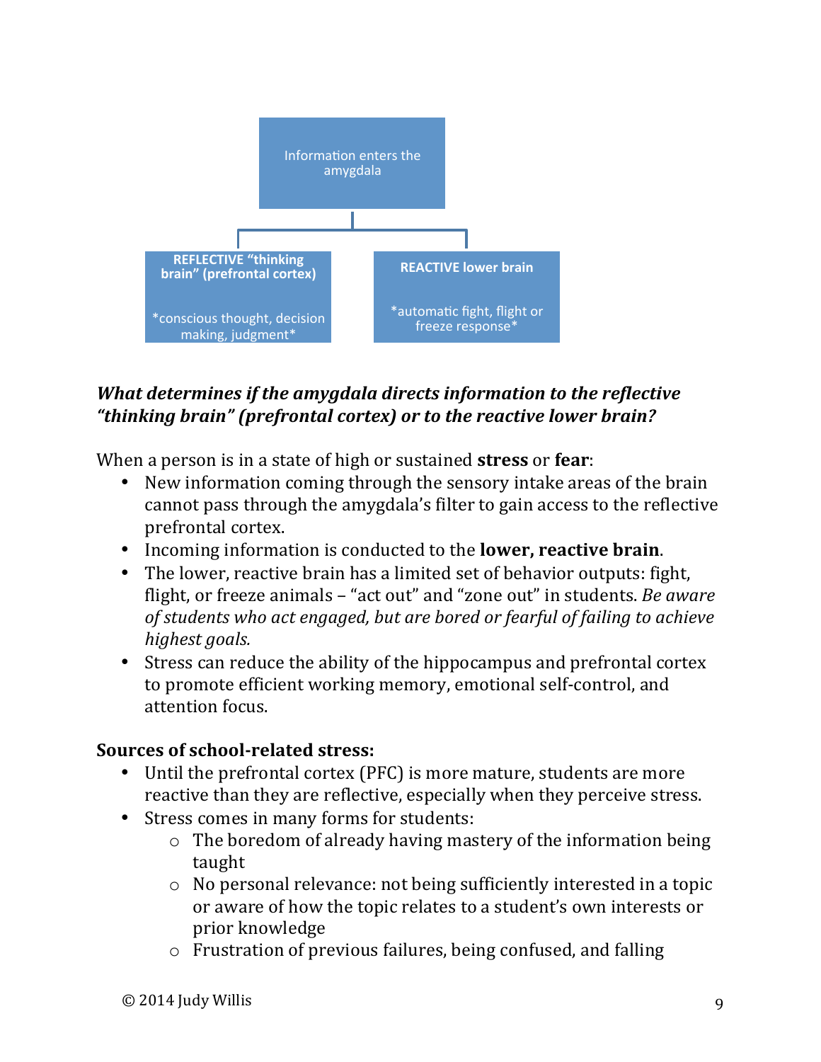Information enters the amygdala

**REFLECTIVE "thinking brain" (prefrontal cortex)**

*conscious thought, decision making, judgment*

**REACTIVE lower brain**

*automatic fight, flight or freeze response*

***What determines if the amygdala directs information to the reflective "thinking brain" (prefrontal cortex) or to the reactive lower brain?***

When a person is in a state of high or sustained **stress** or **fear**:

- New information coming through the sensory intake areas of the brain cannot pass through the amygdala's filter to gain access to the reflective prefrontal cortex.
- Incoming information is conducted to the **lower, reactive brain**.
- The lower, reactive brain has a limited set of behavior outputs: fight, flight, or freeze animals – "act out" and "zone out" in students. *Be aware of students who act engaged, but are bored or fearful of failing to achieve highest goals.*
- Stress can reduce the ability of the hippocampus and prefrontal cortex to promote efficient working memory, emotional self-control, and attention focus.

**Sources of school-related stress:**

- Until the prefrontal cortex (PFC) is more mature, students are more reactive than they are reflective, especially when they perceive stress.
- Stress comes in many forms for students:
  - The boredom of already having mastery of the information being taught
  - No personal relevance: not being sufficiently interested in a topic or aware of how the topic relates to a student's own interests or prior knowledge
  - Frustration of previous failures, being confused, and falling

© 2014 Judy Willis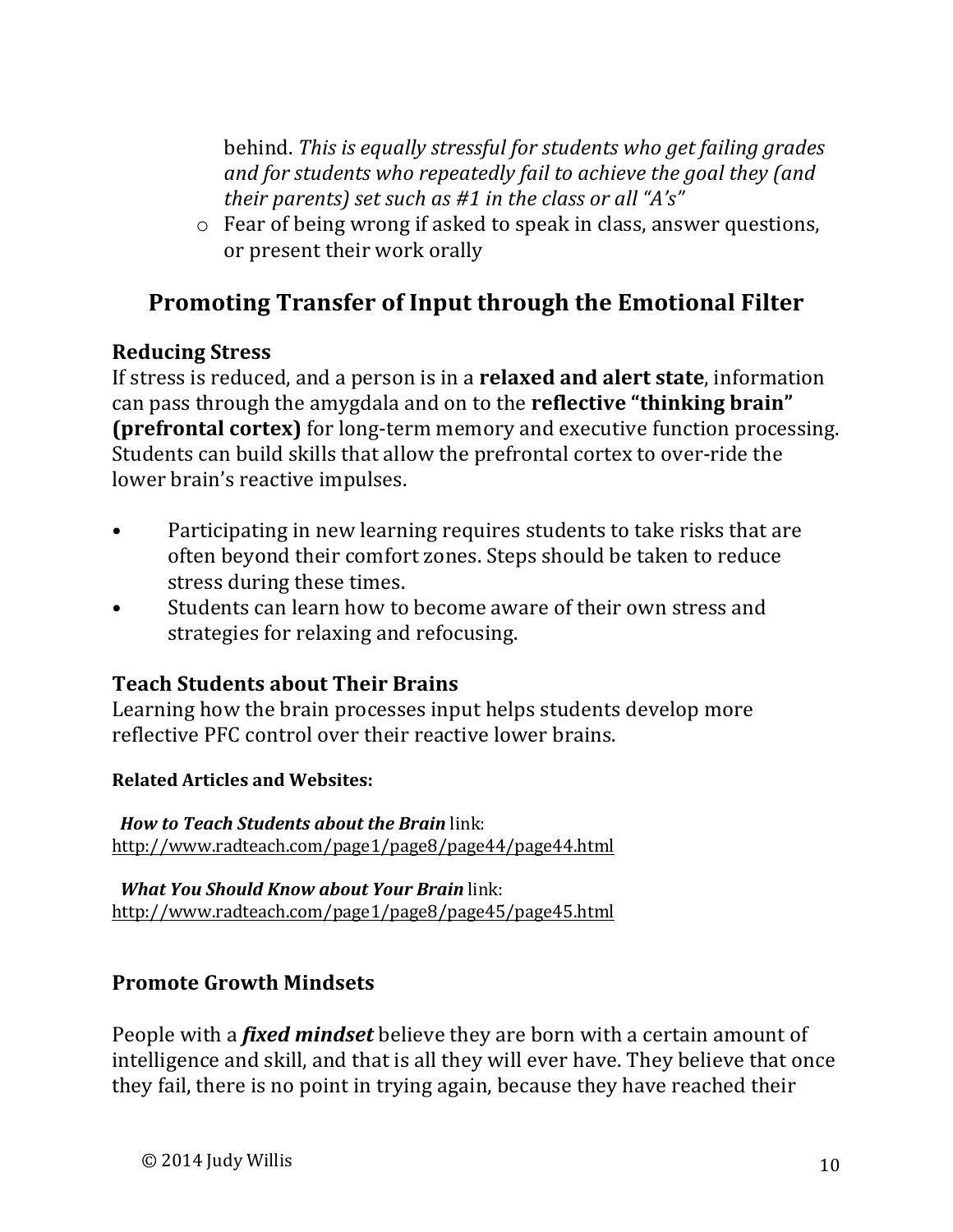behind. *This is equally stressful for students who get failing grades and for students who repeatedly fail to achieve the goal they (and their parents) set such as #1 in the class or all "A's"*
  - Fear of being wrong if asked to speak in class, answer questions, or present their work orally

## Promoting Transfer of Input through the Emotional Filter

### Reducing Stress

If stress is reduced, and a person is in a **relaxed and alert state**, information can pass through the amygdala and on to the **reflective "thinking brain" (prefrontal cortex)** for long-term memory and executive function processing. Students can build skills that allow the prefrontal cortex to over-ride the lower brain's reactive impulses.

- Participating in new learning requires students to take risks that are often beyond their comfort zones. Steps should be taken to reduce stress during these times.
- Students can learn how to become aware of their own stress and strategies for relaxing and refocusing.

### Teach Students about Their Brains

Learning how the brain processes input helps students develop more reflective PFC control over their reactive lower brains.

**Related Articles and Websites:**

***How to Teach Students about the Brain*** link:
http://www.radteach.com/page1/page8/page44/page44.html

***What You Should Know about Your Brain*** link:
http://www.radteach.com/page1/page8/page45/page45.html

### Promote Growth Mindsets

People with a ***fixed mindset*** believe they are born with a certain amount of intelligence and skill, and that is all they will ever have. They believe that once they fail, there is no point in trying again, because they have reached their

© 2014 Judy Willis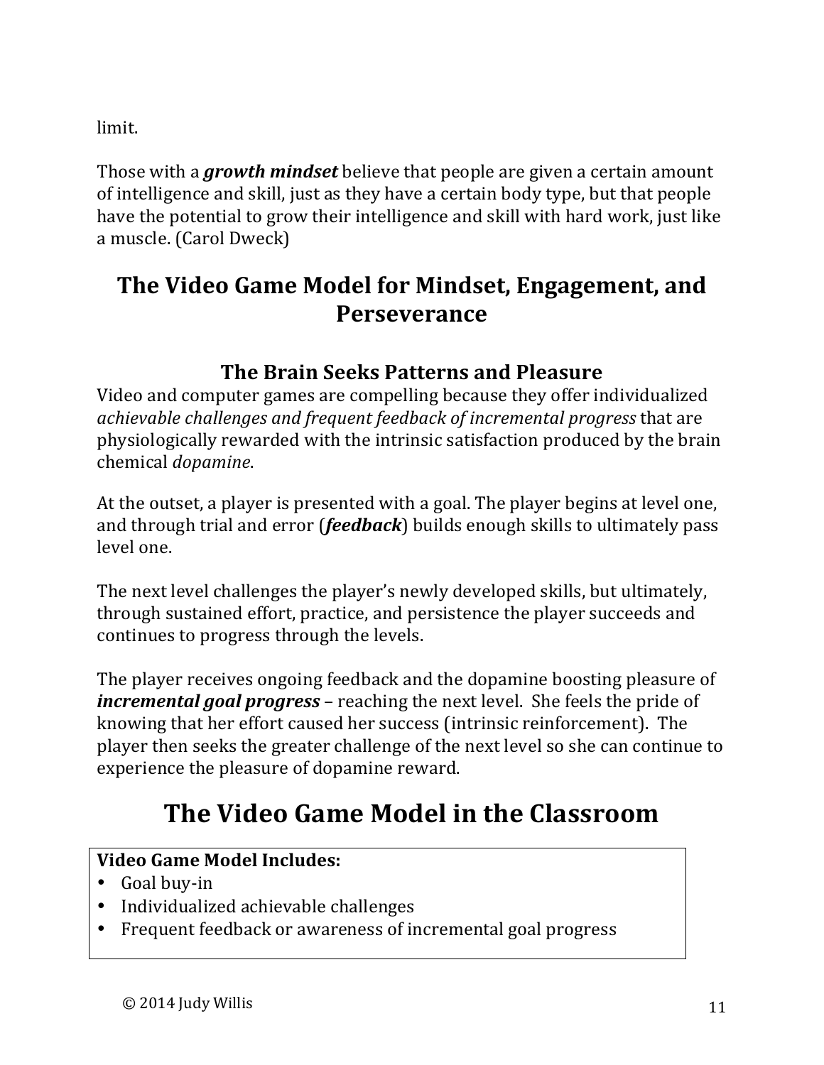limit.

Those with a ***growth mindset*** believe that people are given a certain amount of intelligence and skill, just as they have a certain body type, but that people have the potential to grow their intelligence and skill with hard work, just like a muscle. (Carol Dweck)

## The Video Game Model for Mindset, Engagement, and Perseverance

### The Brain Seeks Patterns and Pleasure

Video and computer games are compelling because they offer individualized *achievable challenges and frequent feedback of incremental progress* that are physiologically rewarded with the intrinsic satisfaction produced by the brain chemical *dopamine*.

At the outset, a player is presented with a goal. The player begins at level one, and through trial and error (***feedback***) builds enough skills to ultimately pass level one.

The next level challenges the player's newly developed skills, but ultimately, through sustained effort, practice, and persistence the player succeeds and continues to progress through the levels.

The player receives ongoing feedback and the dopamine boosting pleasure of ***incremental goal progress*** – reaching the next level. She feels the pride of knowing that her effort caused her success (intrinsic reinforcement). The player then seeks the greater challenge of the next level so she can continue to experience the pleasure of dopamine reward.

## The Video Game Model in the Classroom

**Video Game Model Includes:**

- Goal buy-in
- Individualized achievable challenges
- Frequent feedback or awareness of incremental goal progress

© 2014 Judy Willis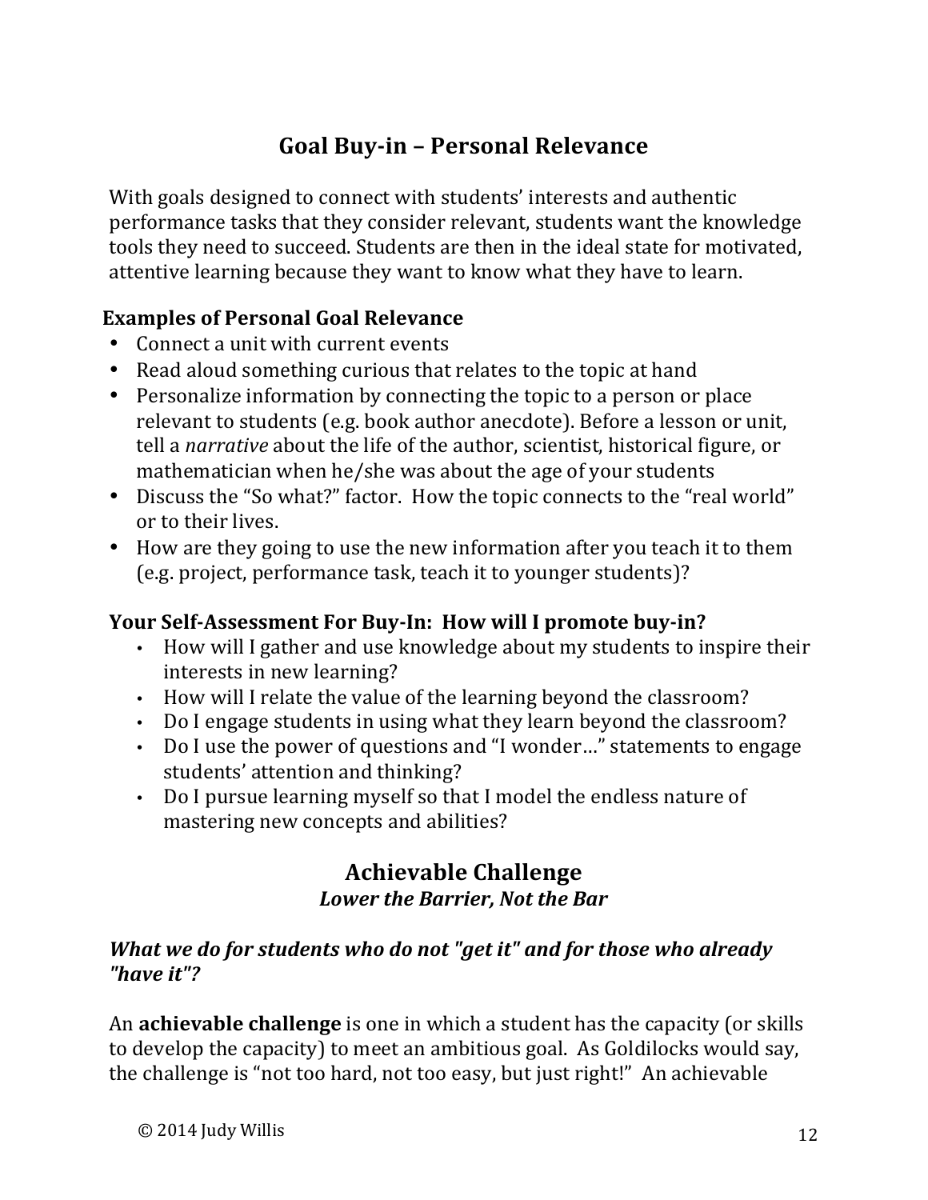## Goal Buy-in – Personal Relevance

With goals designed to connect with students' interests and authentic performance tasks that they consider relevant, students want the knowledge tools they need to succeed. Students are then in the ideal state for motivated, attentive learning because they want to know what they have to learn.

**Examples of Personal Goal Relevance**

- Connect a unit with current events
- Read aloud something curious that relates to the topic at hand
- Personalize information by connecting the topic to a person or place relevant to students (e.g. book author anecdote). Before a lesson or unit, tell a *narrative* about the life of the author, scientist, historical figure, or mathematician when he/she was about the age of your students
- Discuss the "So what?" factor. How the topic connects to the "real world" or to their lives.
- How are they going to use the new information after you teach it to them (e.g. project, performance task, teach it to younger students)?

**Your Self-Assessment For Buy-In: How will I promote buy-in?**

- How will I gather and use knowledge about my students to inspire their interests in new learning?
- How will I relate the value of the learning beyond the classroom?
- Do I engage students in using what they learn beyond the classroom?
- Do I use the power of questions and "I wonder…" statements to engage students' attention and thinking?
- Do I pursue learning myself so that I model the endless nature of mastering new concepts and abilities?

## Achievable Challenge

***Lower the Barrier, Not the Bar***

***What we do for students who do not "get it" and for those who already "have it"?***

An **achievable challenge** is one in which a student has the capacity (or skills to develop the capacity) to meet an ambitious goal. As Goldilocks would say, the challenge is "not too hard, not too easy, but just right!" An achievable

© 2014 Judy Willis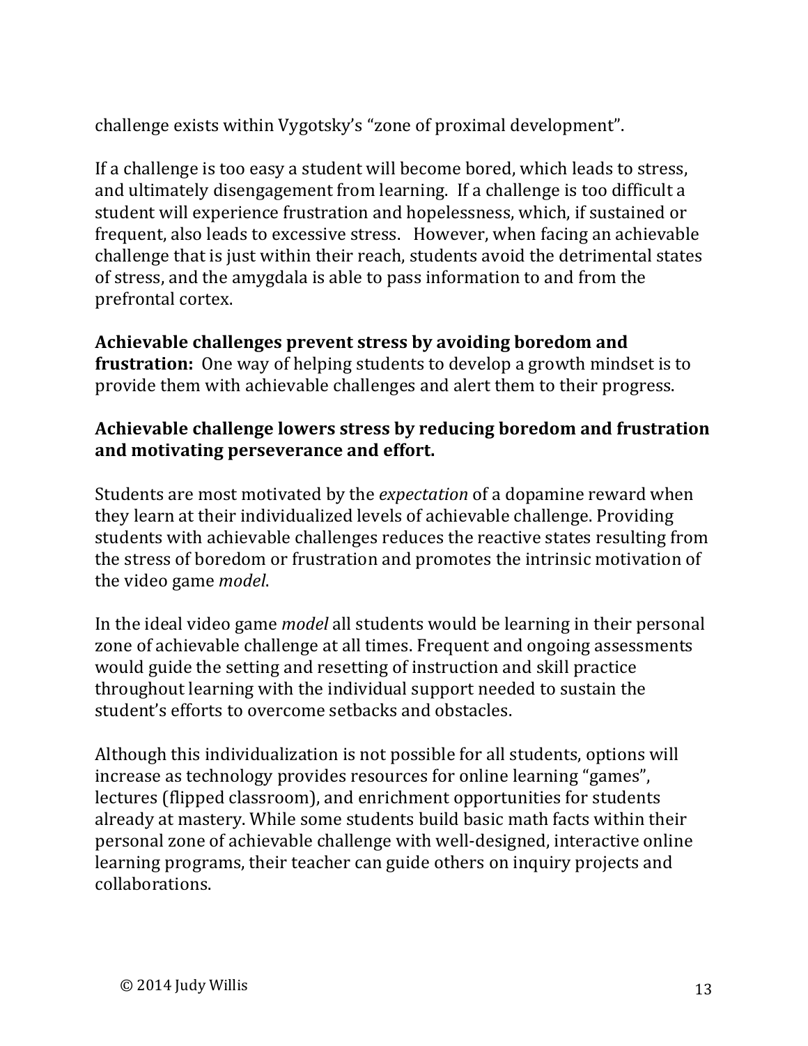challenge exists within Vygotsky's "zone of proximal development".

If a challenge is too easy a student will become bored, which leads to stress, and ultimately disengagement from learning. If a challenge is too difficult a student will experience frustration and hopelessness, which, if sustained or frequent, also leads to excessive stress. However, when facing an achievable challenge that is just within their reach, students avoid the detrimental states of stress, and the amygdala is able to pass information to and from the prefrontal cortex.

**Achievable challenges prevent stress by avoiding boredom and frustration:** One way of helping students to develop a growth mindset is to provide them with achievable challenges and alert them to their progress.

**Achievable challenge lowers stress by reducing boredom and frustration and motivating perseverance and effort.**

Students are most motivated by the *expectation* of a dopamine reward when they learn at their individualized levels of achievable challenge. Providing students with achievable challenges reduces the reactive states resulting from the stress of boredom or frustration and promotes the intrinsic motivation of the video game *model*.

In the ideal video game *model* all students would be learning in their personal zone of achievable challenge at all times. Frequent and ongoing assessments would guide the setting and resetting of instruction and skill practice throughout learning with the individual support needed to sustain the student's efforts to overcome setbacks and obstacles.

Although this individualization is not possible for all students, options will increase as technology provides resources for online learning "games", lectures (flipped classroom), and enrichment opportunities for students already at mastery. While some students build basic math facts within their personal zone of achievable challenge with well-designed, interactive online learning programs, their teacher can guide others on inquiry projects and collaborations.

© 2014 Judy Willis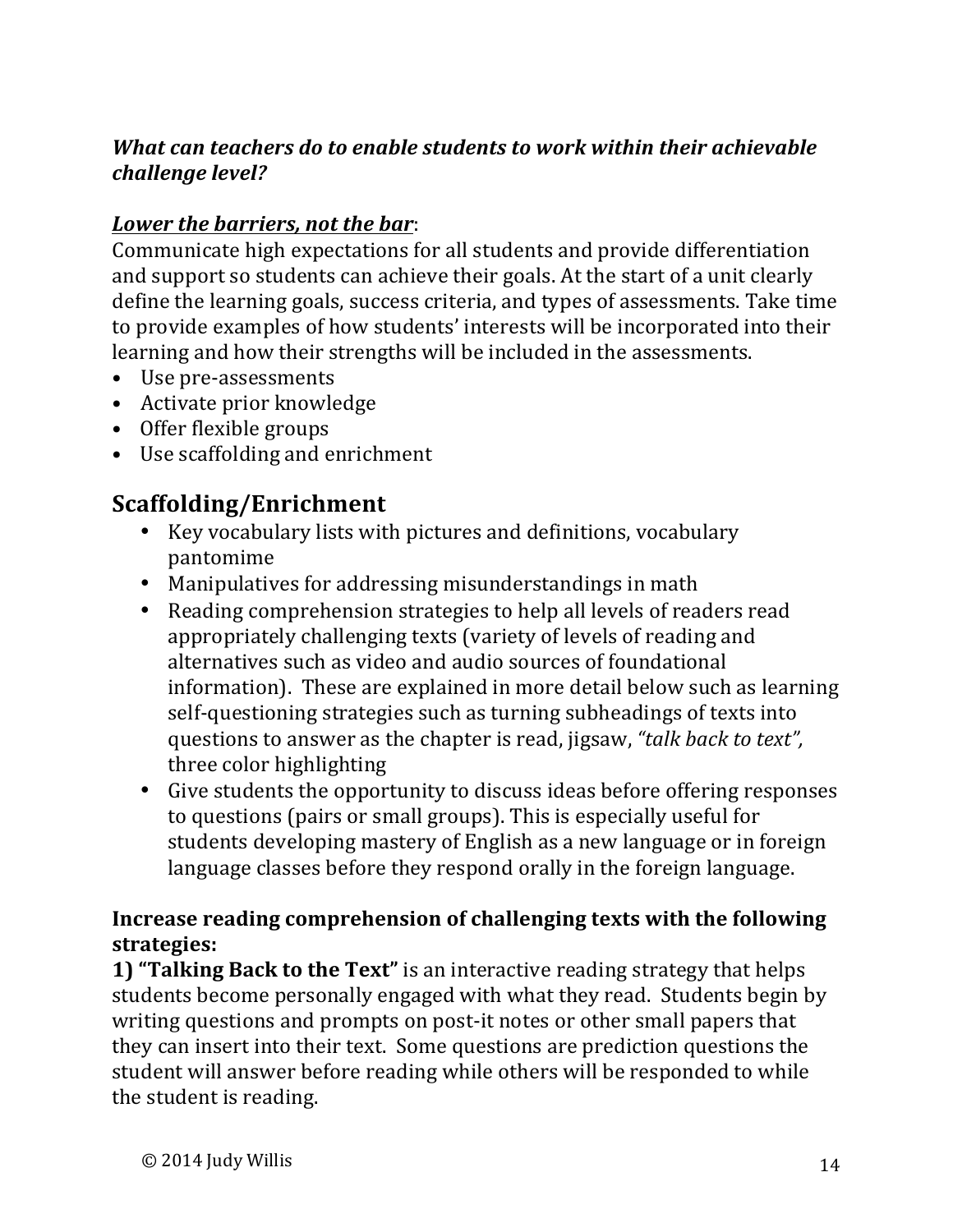***What can teachers do to enable students to work within their achievable challenge level?***

***<u>Lower the barriers, not the bar</u>***:
Communicate high expectations for all students and provide differentiation and support so students can achieve their goals. At the start of a unit clearly define the learning goals, success criteria, and types of assessments. Take time to provide examples of how students' interests will be incorporated into their learning and how their strengths will be included in the assessments.

- Use pre-assessments
- Activate prior knowledge
- Offer flexible groups
- Use scaffolding and enrichment

## Scaffolding/Enrichment

- Key vocabulary lists with pictures and definitions, vocabulary pantomime
- Manipulatives for addressing misunderstandings in math
- Reading comprehension strategies to help all levels of readers read appropriately challenging texts (variety of levels of reading and alternatives such as video and audio sources of foundational information). These are explained in more detail below such as learning self-questioning strategies such as turning subheadings of texts into questions to answer as the chapter is read, jigsaw, *"talk back to text",* three color highlighting
- Give students the opportunity to discuss ideas before offering responses to questions (pairs or small groups). This is especially useful for students developing mastery of English as a new language or in foreign language classes before they respond orally in the foreign language.

**Increase reading comprehension of challenging texts with the following strategies:**

**1) "Talking Back to the Text"** is an interactive reading strategy that helps students become personally engaged with what they read. Students begin by writing questions and prompts on post-it notes or other small papers that they can insert into their text. Some questions are prediction questions the student will answer before reading while others will be responded to while the student is reading.

© 2014 Judy Willis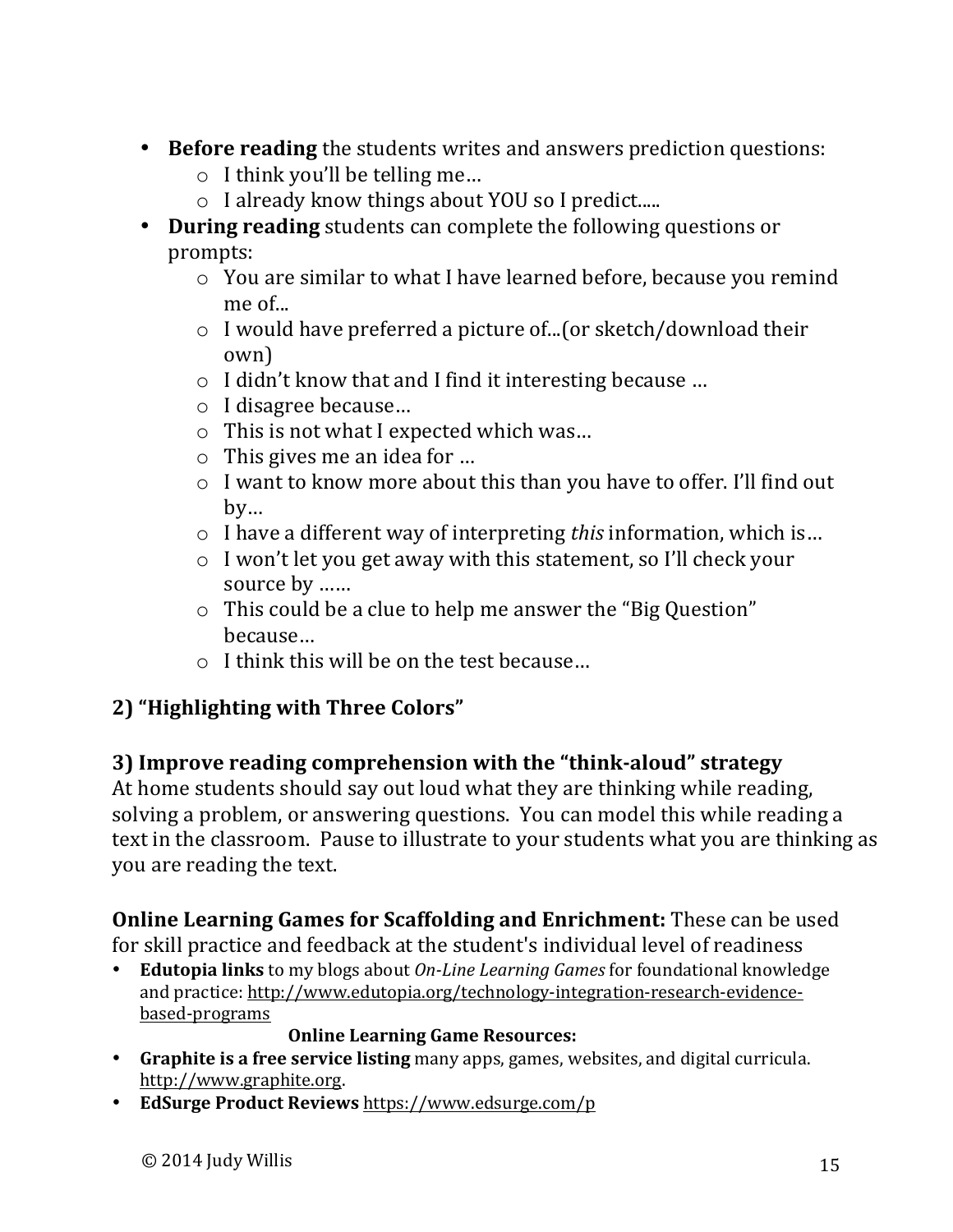- **Before reading** the students writes and answers prediction questions:
  - I think you'll be telling me…
  - I already know things about YOU so I predict.....
- **During reading** students can complete the following questions or prompts:
  - You are similar to what I have learned before, because you remind me of...
  - I would have preferred a picture of...(or sketch/download their own)
  - I didn't know that and I find it interesting because …
  - I disagree because…
  - This is not what I expected which was…
  - This gives me an idea for …
  - I want to know more about this than you have to offer. I'll find out by…
  - I have a different way of interpreting *this* information, which is…
  - I won't let you get away with this statement, so I'll check your source by ……
  - This could be a clue to help me answer the "Big Question" because…
  - I think this will be on the test because…

**2) "Highlighting with Three Colors"**

**3) Improve reading comprehension with the "think-aloud" strategy**

At home students should say out loud what they are thinking while reading, solving a problem, or answering questions. You can model this while reading a text in the classroom. Pause to illustrate to your students what you are thinking as you are reading the text.

**Online Learning Games for Scaffolding and Enrichment:** These can be used for skill practice and feedback at the student's individual level of readiness

- **Edutopia links** to my blogs about *On-Line Learning Games* for foundational knowledge and practice: http://www.edutopia.org/technology-integration-research-evidence-based-programs

**Online Learning Game Resources:**

- **Graphite is a free service listing** many apps, games, websites, and digital curricula. http://www.graphite.org.
- **EdSurge Product Reviews** https://www.edsurge.com/p

© 2014 Judy Willis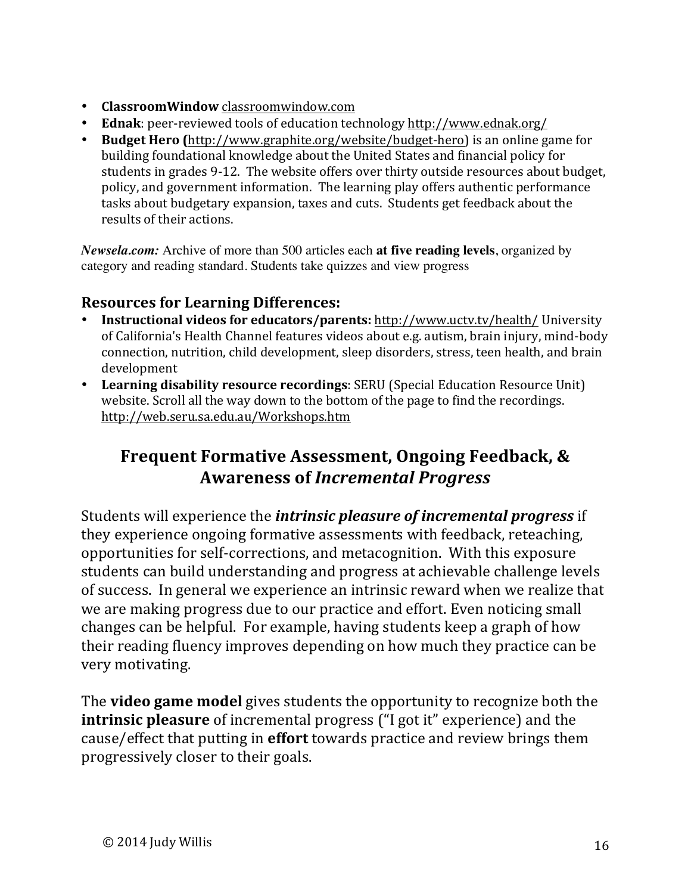- **ClassroomWindow** classroomwindow.com
- **Ednak**: peer-reviewed tools of education technology http://www.ednak.org/
- **Budget Hero (**http://www.graphite.org/website/budget-hero) is an online game for building foundational knowledge about the United States and financial policy for students in grades 9-12. The website offers over thirty outside resources about budget, policy, and government information. The learning play offers authentic performance tasks about budgetary expansion, taxes and cuts. Students get feedback about the results of their actions.

*Newsela.com:* Archive of more than 500 articles each **at five reading levels**, organized by category and reading standard. Students take quizzes and view progress

### Resources for Learning Differences:

- **Instructional videos for educators/parents:** http://www.uctv.tv/health/ University of California's Health Channel features videos about e.g. autism, brain injury, mind-body connection, nutrition, child development, sleep disorders, stress, teen health, and brain development
- **Learning disability resource recordings**: SERU (Special Education Resource Unit) website. Scroll all the way down to the bottom of the page to find the recordings. http://web.seru.sa.edu.au/Workshops.htm

## Frequent Formative Assessment, Ongoing Feedback, & Awareness of *Incremental Progress*

Students will experience the ***intrinsic pleasure of incremental progress*** if they experience ongoing formative assessments with feedback, reteaching, opportunities for self-corrections, and metacognition. With this exposure students can build understanding and progress at achievable challenge levels of success. In general we experience an intrinsic reward when we realize that we are making progress due to our practice and effort. Even noticing small changes can be helpful. For example, having students keep a graph of how their reading fluency improves depending on how much they practice can be very motivating.

The **video game model** gives students the opportunity to recognize both the **intrinsic pleasure** of incremental progress ("I got it" experience) and the cause/effect that putting in **effort** towards practice and review brings them progressively closer to their goals.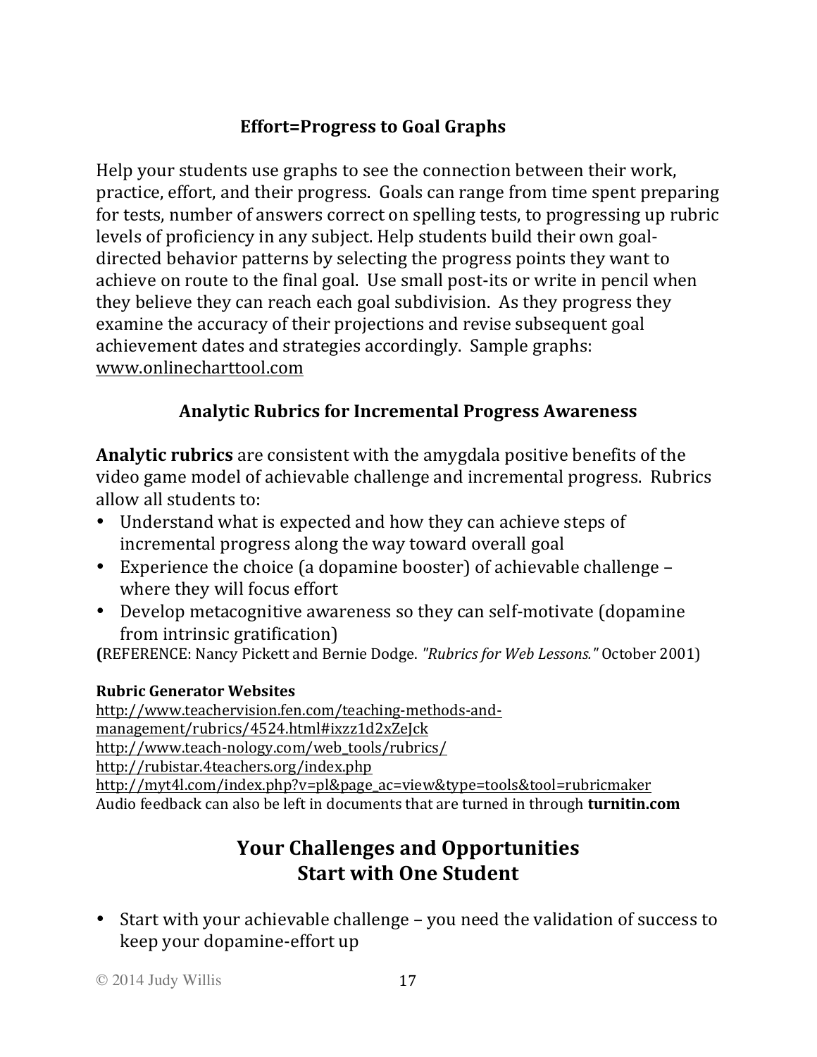### Effort=Progress to Goal Graphs

Help your students use graphs to see the connection between their work, practice, effort, and their progress. Goals can range from time spent preparing for tests, number of answers correct on spelling tests, to progressing up rubric levels of proficiency in any subject. Help students build their own goal-directed behavior patterns by selecting the progress points they want to achieve on route to the final goal. Use small post-its or write in pencil when they believe they can reach each goal subdivision. As they progress they examine the accuracy of their projections and revise subsequent goal achievement dates and strategies accordingly. Sample graphs: www.onlinecharttool.com

### Analytic Rubrics for Incremental Progress Awareness

**Analytic rubrics** are consistent with the amygdala positive benefits of the video game model of achievable challenge and incremental progress. Rubrics allow all students to:

- Understand what is expected and how they can achieve steps of incremental progress along the way toward overall goal
- Experience the choice (a dopamine booster) of achievable challenge – where they will focus effort
- Develop metacognitive awareness so they can self-motivate (dopamine from intrinsic gratification)

**(**REFERENCE: Nancy Pickett and Bernie Dodge. *"Rubrics for Web Lessons."* October 2001)

**Rubric Generator Websites**

http://www.teachervision.fen.com/teaching-methods-and-management/rubrics/4524.html#ixzz1d2xZeJck
http://www.teach-nology.com/web_tools/rubrics/
http://rubistar.4teachers.org/index.php
http://myt4l.com/index.php?v=pl&page_ac=view&type=tools&tool=rubricmaker
Audio feedback can also be left in documents that are turned in through **turnitin.com**

## Your Challenges and Opportunities
## Start with One Student

- Start with your achievable challenge – you need the validation of success to keep your dopamine-effort up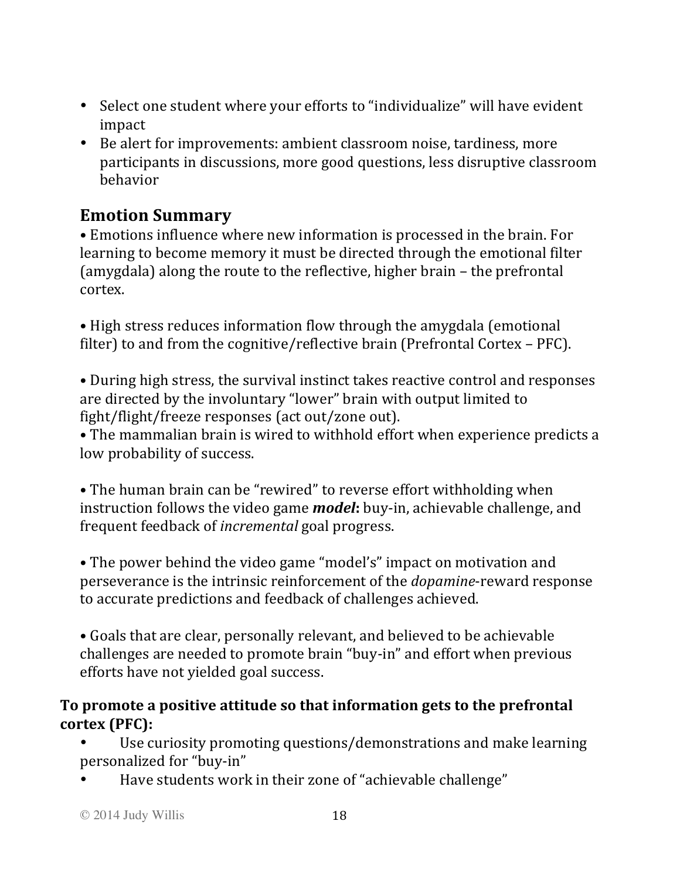- Select one student where your efforts to "individualize" will have evident impact
- Be alert for improvements: ambient classroom noise, tardiness, more participants in discussions, more good questions, less disruptive classroom behavior

## Emotion Summary

• Emotions influence where new information is processed in the brain. For learning to become memory it must be directed through the emotional filter (amygdala) along the route to the reflective, higher brain – the prefrontal cortex.

• High stress reduces information flow through the amygdala (emotional filter) to and from the cognitive/reflective brain (Prefrontal Cortex – PFC).

• During high stress, the survival instinct takes reactive control and responses are directed by the involuntary "lower" brain with output limited to fight/flight/freeze responses (act out/zone out).
• The mammalian brain is wired to withhold effort when experience predicts a low probability of success.

• The human brain can be "rewired" to reverse effort withholding when instruction follows the video game ***model*:** buy-in, achievable challenge, and frequent feedback of *incremental* goal progress.

• The power behind the video game "model's" impact on motivation and perseverance is the intrinsic reinforcement of the *dopamine*-reward response to accurate predictions and feedback of challenges achieved.

• Goals that are clear, personally relevant, and believed to be achievable challenges are needed to promote brain "buy-in" and effort when previous efforts have not yielded goal success.

**To promote a positive attitude so that information gets to the prefrontal cortex (PFC):**

- Use curiosity promoting questions/demonstrations and make learning personalized for "buy-in"
- Have students work in their zone of "achievable challenge"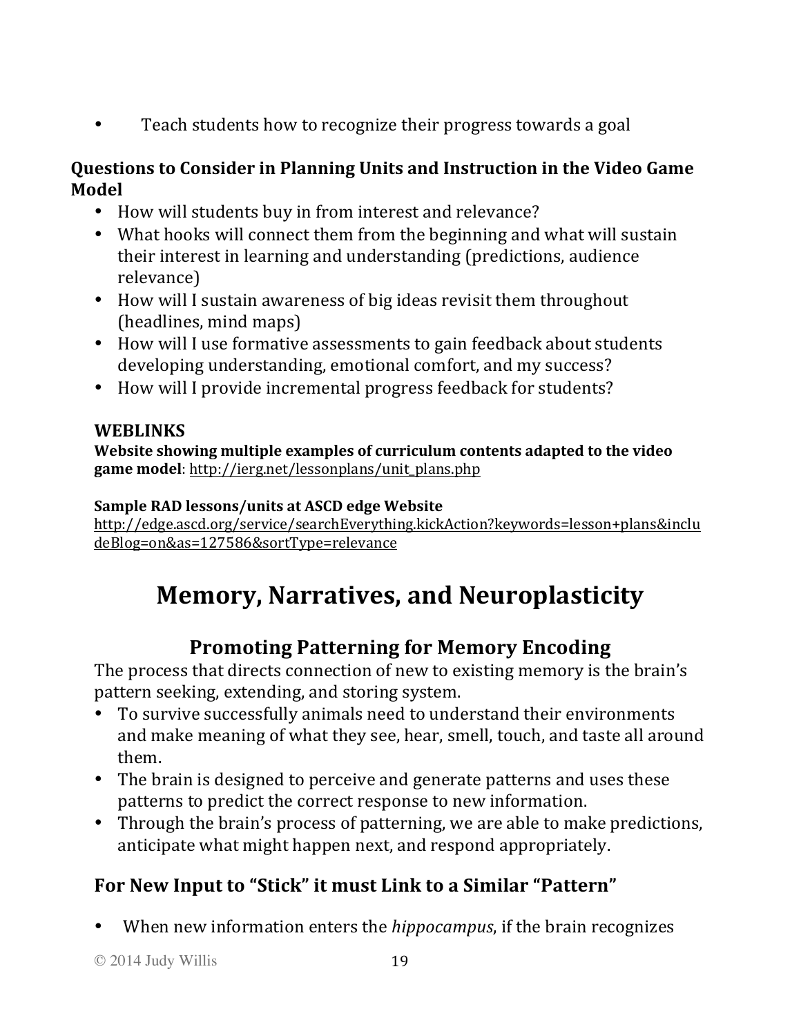- Teach students how to recognize their progress towards a goal

**Questions to Consider in Planning Units and Instruction in the Video Game Model**

- How will students buy in from interest and relevance?
- What hooks will connect them from the beginning and what will sustain their interest in learning and understanding (predictions, audience relevance)
- How will I sustain awareness of big ideas revisit them throughout (headlines, mind maps)
- How will I use formative assessments to gain feedback about students developing understanding, emotional comfort, and my success?
- How will I provide incremental progress feedback for students?

**WEBLINKS**

**Website showing multiple examples of curriculum contents adapted to the video game model**: http://ierg.net/lessonplans/unit_plans.php

**Sample RAD lessons/units at ASCD edge Website**
http://edge.ascd.org/service/searchEverything.kickAction?keywords=lesson+plans&includeBlog=on&as=127586&sortType=relevance

# Memory, Narratives, and Neuroplasticity

## Promoting Patterning for Memory Encoding

The process that directs connection of new to existing memory is the brain's pattern seeking, extending, and storing system.

- To survive successfully animals need to understand their environments and make meaning of what they see, hear, smell, touch, and taste all around them.
- The brain is designed to perceive and generate patterns and uses these patterns to predict the correct response to new information.
- Through the brain's process of patterning, we are able to make predictions, anticipate what might happen next, and respond appropriately.

### For New Input to "Stick" it must Link to a Similar "Pattern"

- When new information enters the *hippocampus*, if the brain recognizes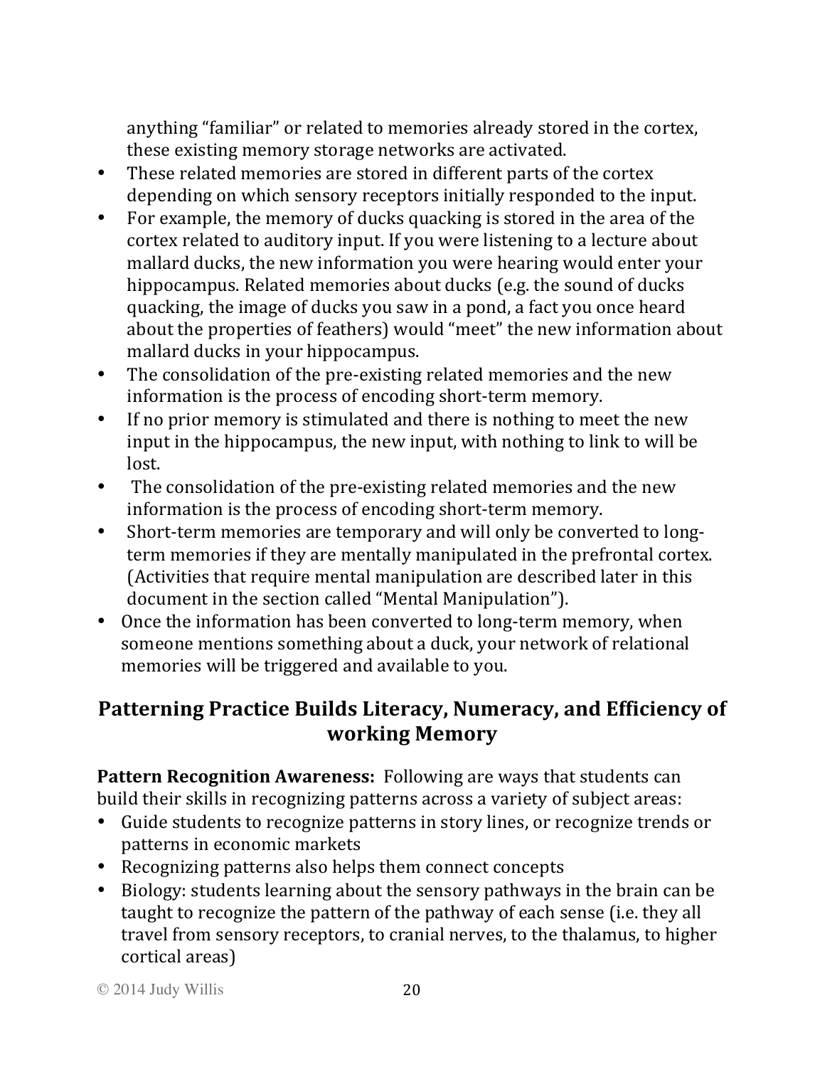anything "familiar" or related to memories already stored in the cortex, these existing memory storage networks are activated.

- These related memories are stored in different parts of the cortex depending on which sensory receptors initially responded to the input.
- For example, the memory of ducks quacking is stored in the area of the cortex related to auditory input. If you were listening to a lecture about mallard ducks, the new information you were hearing would enter your hippocampus. Related memories about ducks (e.g. the sound of ducks quacking, the image of ducks you saw in a pond, a fact you once heard about the properties of feathers) would "meet" the new information about mallard ducks in your hippocampus.
- The consolidation of the pre-existing related memories and the new information is the process of encoding short-term memory.
- If no prior memory is stimulated and there is nothing to meet the new input in the hippocampus, the new input, with nothing to link to will be lost.
- The consolidation of the pre-existing related memories and the new information is the process of encoding short-term memory.
- Short-term memories are temporary and will only be converted to long-term memories if they are mentally manipulated in the prefrontal cortex. (Activities that require mental manipulation are described later in this document in the section called "Mental Manipulation").
- Once the information has been converted to long-term memory, when someone mentions something about a duck, your network of relational memories will be triggered and available to you.

## Patterning Practice Builds Literacy, Numeracy, and Efficiency of working Memory

**Pattern Recognition Awareness:** Following are ways that students can build their skills in recognizing patterns across a variety of subject areas:

- Guide students to recognize patterns in story lines, or recognize trends or patterns in economic markets
- Recognizing patterns also helps them connect concepts
- Biology: students learning about the sensory pathways in the brain can be taught to recognize the pattern of the pathway of each sense (i.e. they all travel from sensory receptors, to cranial nerves, to the thalamus, to higher cortical areas)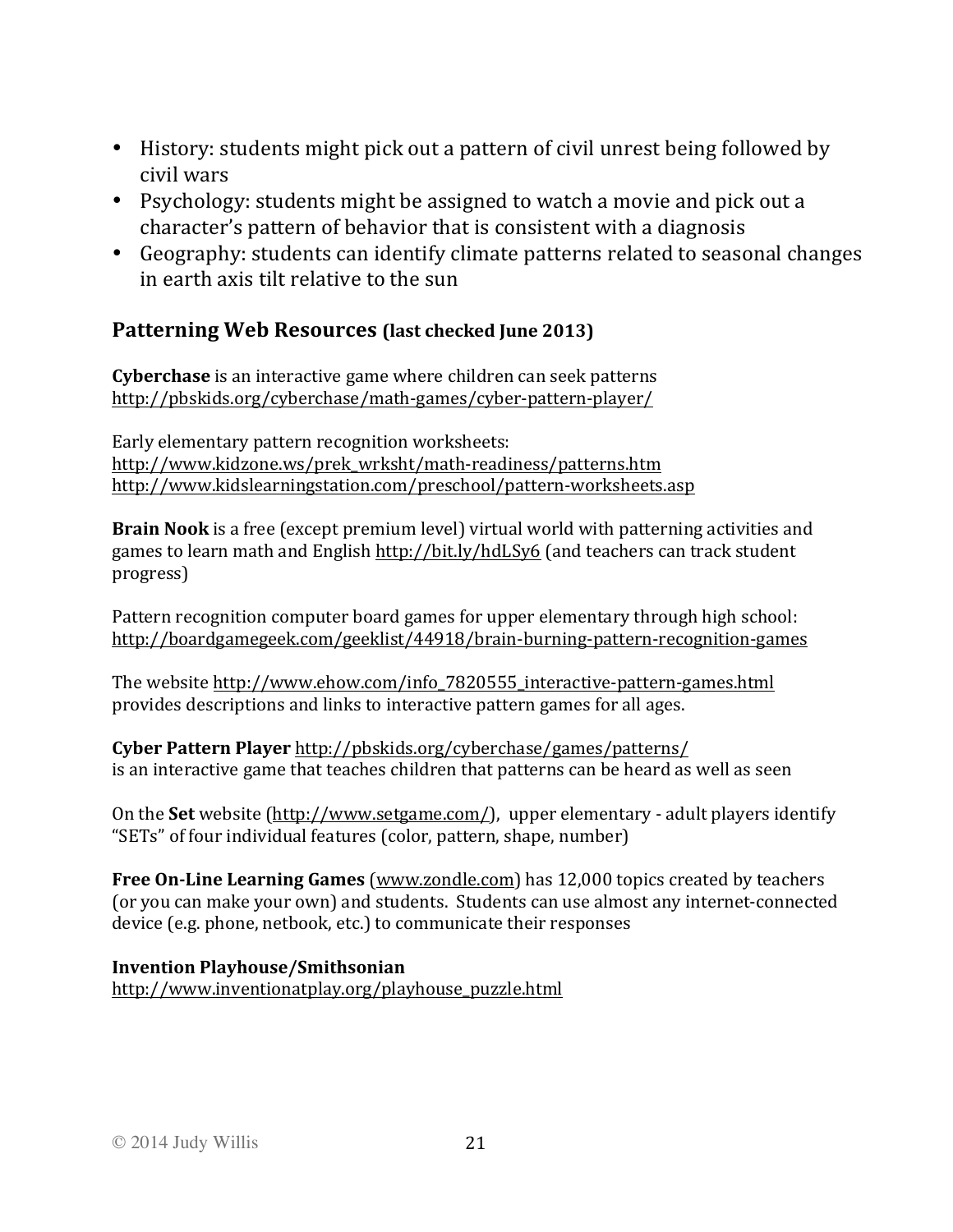- History: students might pick out a pattern of civil unrest being followed by civil wars
- Psychology: students might be assigned to watch a movie and pick out a character's pattern of behavior that is consistent with a diagnosis
- Geography: students can identify climate patterns related to seasonal changes in earth axis tilt relative to the sun

## Patterning Web Resources (last checked June 2013)

**Cyberchase** is an interactive game where children can seek patterns
http://pbskids.org/cyberchase/math-games/cyber-pattern-player/

Early elementary pattern recognition worksheets:
http://www.kidzone.ws/prek_wrksht/math-readiness/patterns.htm
http://www.kidslearningstation.com/preschool/pattern-worksheets.asp

**Brain Nook** is a free (except premium level) virtual world with patterning activities and games to learn math and English http://bit.ly/hdLSy6 (and teachers can track student progress)

Pattern recognition computer board games for upper elementary through high school:
http://boardgamegeek.com/geeklist/44918/brain-burning-pattern-recognition-games

The website http://www.ehow.com/info_7820555_interactive-pattern-games.html provides descriptions and links to interactive pattern games for all ages.

**Cyber Pattern Player** http://pbskids.org/cyberchase/games/patterns/
is an interactive game that teaches children that patterns can be heard as well as seen

On the **Set** website (http://www.setgame.com/), upper elementary - adult players identify "SETs" of four individual features (color, pattern, shape, number)

**Free On-Line Learning Games** (www.zondle.com) has 12,000 topics created by teachers (or you can make your own) and students. Students can use almost any internet-connected device (e.g. phone, netbook, etc.) to communicate their responses

**Invention Playhouse/Smithsonian**
http://www.inventionatplay.org/playhouse_puzzle.html

© 2014 Judy Willis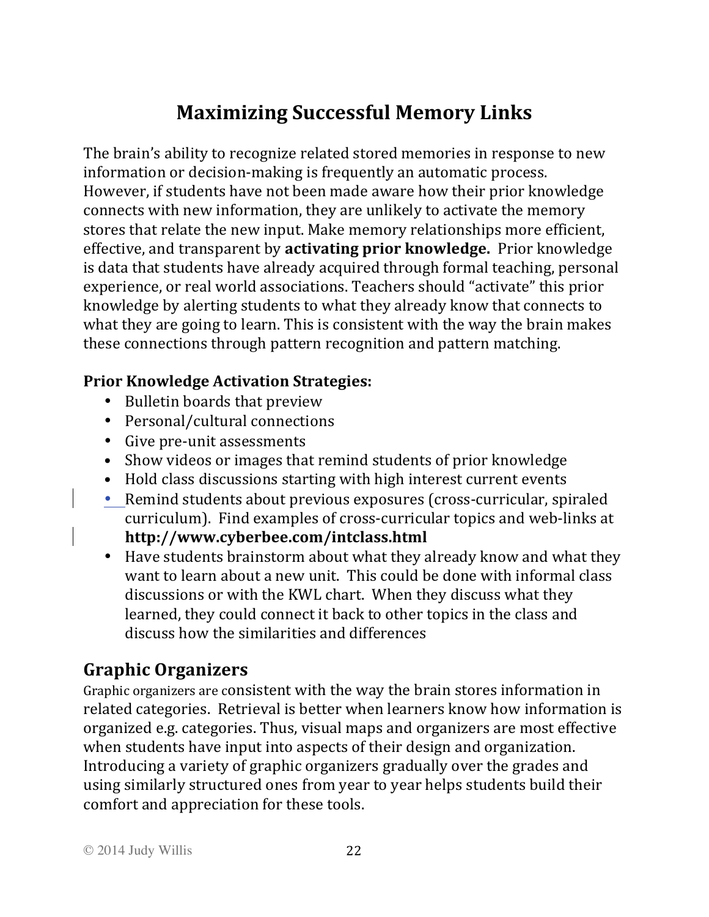# Maximizing Successful Memory Links

The brain's ability to recognize related stored memories in response to new information or decision-making is frequently an automatic process. However, if students have not been made aware how their prior knowledge connects with new information, they are unlikely to activate the memory stores that relate the new input. Make memory relationships more efficient, effective, and transparent by **activating prior knowledge.** Prior knowledge is data that students have already acquired through formal teaching, personal experience, or real world associations. Teachers should "activate" this prior knowledge by alerting students to what they already know that connects to what they are going to learn. This is consistent with the way the brain makes these connections through pattern recognition and pattern matching.

**Prior Knowledge Activation Strategies:**

- Bulletin boards that preview
- Personal/cultural connections
- Give pre-unit assessments
- Show videos or images that remind students of prior knowledge
- Hold class discussions starting with high interest current events
- Remind students about previous exposures (cross-curricular, spiraled curriculum). Find examples of cross-curricular topics and web-links at **http://www.cyberbee.com/intclass.html**
- Have students brainstorm about what they already know and what they want to learn about a new unit. This could be done with informal class discussions or with the KWL chart. When they discuss what they learned, they could connect it back to other topics in the class and discuss how the similarities and differences

## Graphic Organizers

Graphic organizers are consistent with the way the brain stores information in related categories. Retrieval is better when learners know how information is organized e.g. categories. Thus, visual maps and organizers are most effective when students have input into aspects of their design and organization. Introducing a variety of graphic organizers gradually over the grades and using similarly structured ones from year to year helps students build their comfort and appreciation for these tools.

© 2014 Judy Willis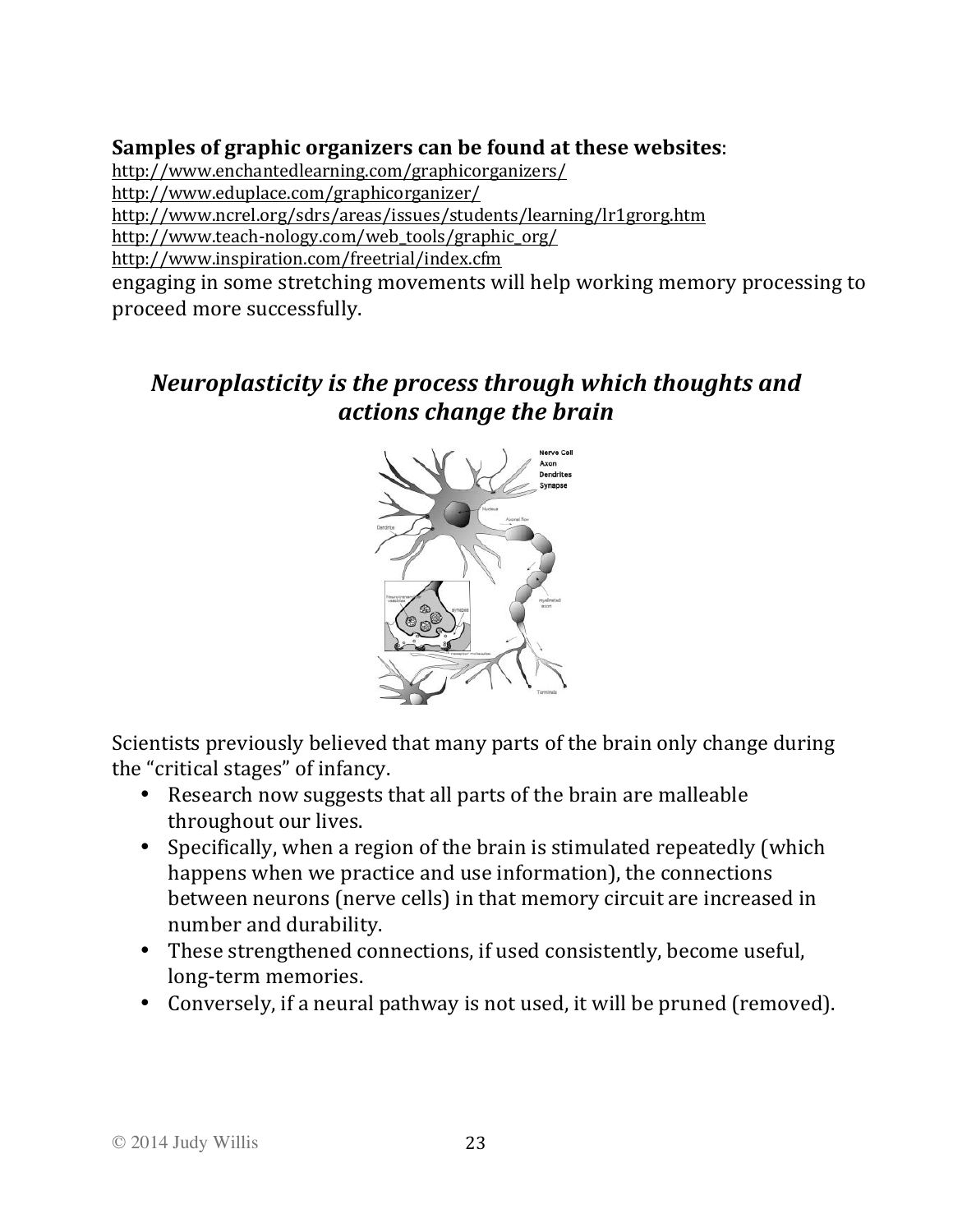**Samples of graphic organizers can be found at these websites**:

http://www.enchantedlearning.com/graphicorganizers/
http://www.eduplace.com/graphicorganizer/
http://www.ncrel.org/sdrs/areas/issues/students/learning/lr1grorg.htm
http://www.teach-nology.com/web_tools/graphic_org/
http://www.inspiration.com/freetrial/index.cfm

engaging in some stretching movements will help working memory processing to proceed more successfully.

## *Neuroplasticity is the process through which thoughts and actions change the brain*

Scientists previously believed that many parts of the brain only change during the "critical stages" of infancy.

- Research now suggests that all parts of the brain are malleable throughout our lives.
- Specifically, when a region of the brain is stimulated repeatedly (which happens when we practice and use information), the connections between neurons (nerve cells) in that memory circuit are increased in number and durability.
- These strengthened connections, if used consistently, become useful, long-term memories.
- Conversely, if a neural pathway is not used, it will be pruned (removed).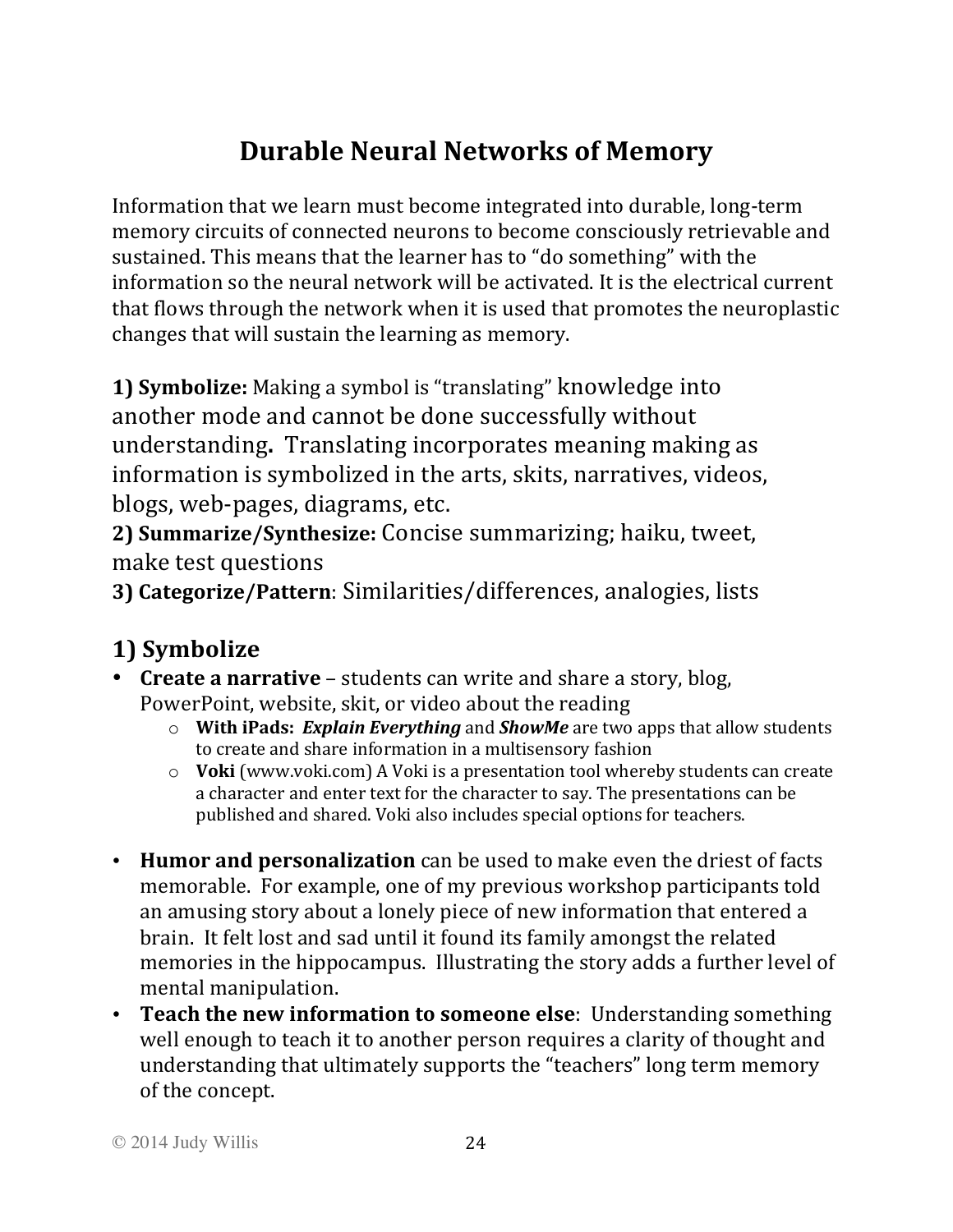# Durable Neural Networks of Memory

Information that we learn must become integrated into durable, long-term memory circuits of connected neurons to become consciously retrievable and sustained. This means that the learner has to "do something" with the information so the neural network will be activated. It is the electrical current that flows through the network when it is used that promotes the neuroplastic changes that will sustain the learning as memory.

**1) Symbolize:** Making a symbol is "translating" knowledge into another mode and cannot be done successfully without understanding**.** Translating incorporates meaning making as information is symbolized in the arts, skits, narratives, videos, blogs, web-pages, diagrams, etc.
**2) Summarize/Synthesize:** Concise summarizing; haiku, tweet, make test questions
**3) Categorize/Pattern**: Similarities/differences, analogies, lists

## 1) Symbolize

- **Create a narrative** – students can write and share a story, blog, PowerPoint, website, skit, or video about the reading
  - **With iPads: *Explain Everything*** and ***ShowMe*** are two apps that allow students to create and share information in a multisensory fashion
  - **Voki** (www.voki.com) A Voki is a presentation tool whereby students can create a character and enter text for the character to say. The presentations can be published and shared. Voki also includes special options for teachers.

- **Humor and personalization** can be used to make even the driest of facts memorable. For example, one of my previous workshop participants told an amusing story about a lonely piece of new information that entered a brain. It felt lost and sad until it found its family amongst the related memories in the hippocampus. Illustrating the story adds a further level of mental manipulation.
- **Teach the new information to someone else**: Understanding something well enough to teach it to another person requires a clarity of thought and understanding that ultimately supports the "teachers" long term memory of the concept.

© 2014 Judy Willis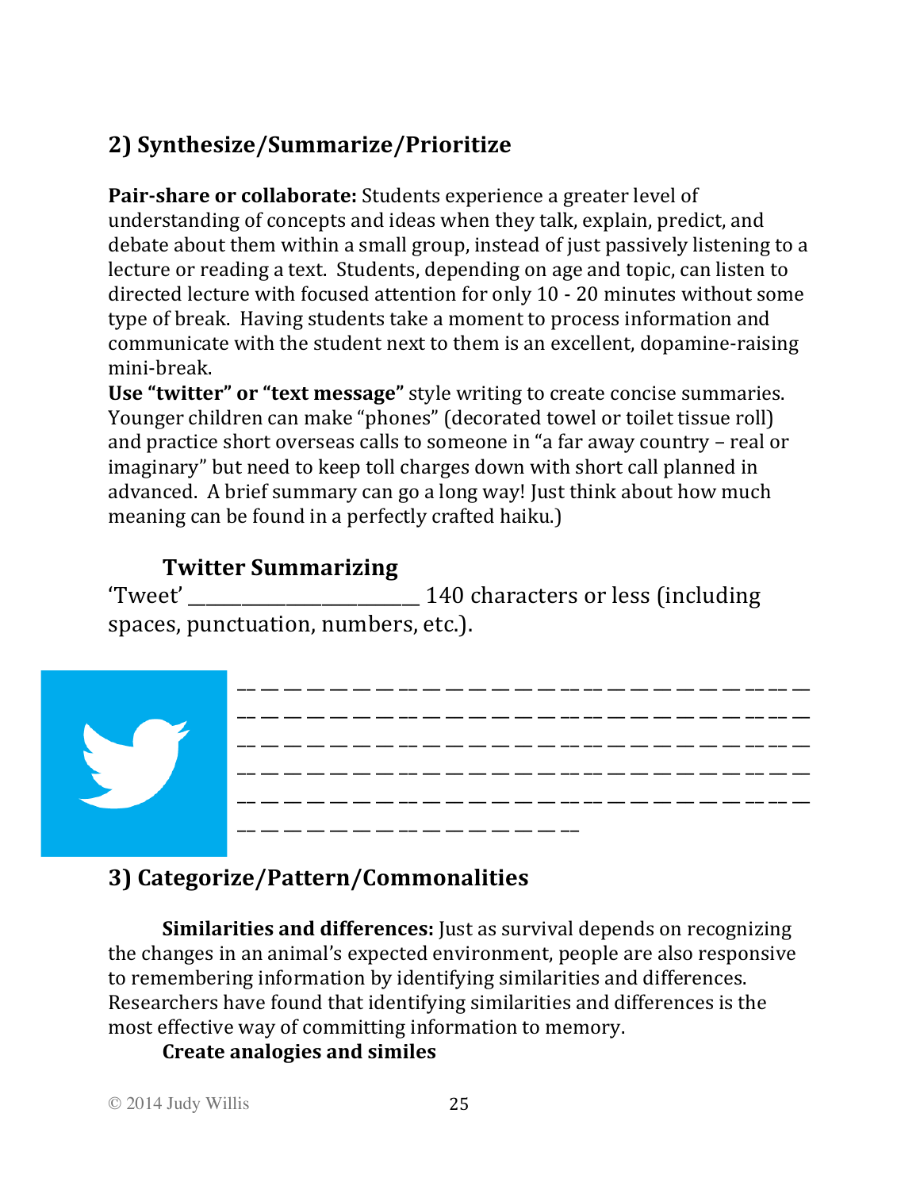## 2) Synthesize/Summarize/Prioritize

**Pair-share or collaborate:** Students experience a greater level of understanding of concepts and ideas when they talk, explain, predict, and debate about them within a small group, instead of just passively listening to a lecture or reading a text. Students, depending on age and topic, can listen to directed lecture with focused attention for only 10 - 20 minutes without some type of break. Having students take a moment to process information and communicate with the student next to them is an excellent, dopamine-raising mini-break.

**Use "twitter" or "text message"** style writing to create concise summaries. Younger children can make "phones" (decorated towel or toilet tissue roll) and practice short overseas calls to someone in "a far away country – real or imaginary" but need to keep toll charges down with short call planned in advanced. A brief summary can go a long way! Just think about how much meaning can be found in a perfectly crafted haiku.)

### Twitter Summarizing

'Tweet' ________________________ 140 characters or less (including spaces, punctuation, numbers, etc.).

\_ \_ \_ \_ \_ \_ \_ \_ \_ \_ \_ \_ \_ \_ \_ \_ \_ \_ \_ \_ \_ \_ \_ \_ \_
\_ \_ \_ \_ \_ \_ \_ \_ \_ \_ \_ \_ \_ \_ \_ \_ \_ \_ \_ \_ \_ \_ \_ \_ \_
\_ \_ \_ \_ \_ \_ \_ \_ \_ \_ \_ \_ \_ \_ \_ \_ \_ \_ \_ \_ \_ \_ \_ \_ \_
\_ \_ \_ \_ \_ \_ \_ \_ \_ \_ \_ \_ \_ \_ \_ \_ \_ \_ \_ \_ \_ \_ \_ \_ \_
\_ \_ \_ \_ \_ \_ \_ \_ \_ \_ \_ \_ \_ \_ \_ \_ \_ \_ \_ \_ \_ \_ \_ \_ \_
\_ \_ \_ \_ \_ \_ \_ \_ \_ \_ \_ \_ \_ \_ \_

## 3) Categorize/Pattern/Commonalities

**Similarities and differences:** Just as survival depends on recognizing the changes in an animal's expected environment, people are also responsive to remembering information by identifying similarities and differences. Researchers have found that identifying similarities and differences is the most effective way of committing information to memory.

**Create analogies and similes**

© 2014 Judy Willis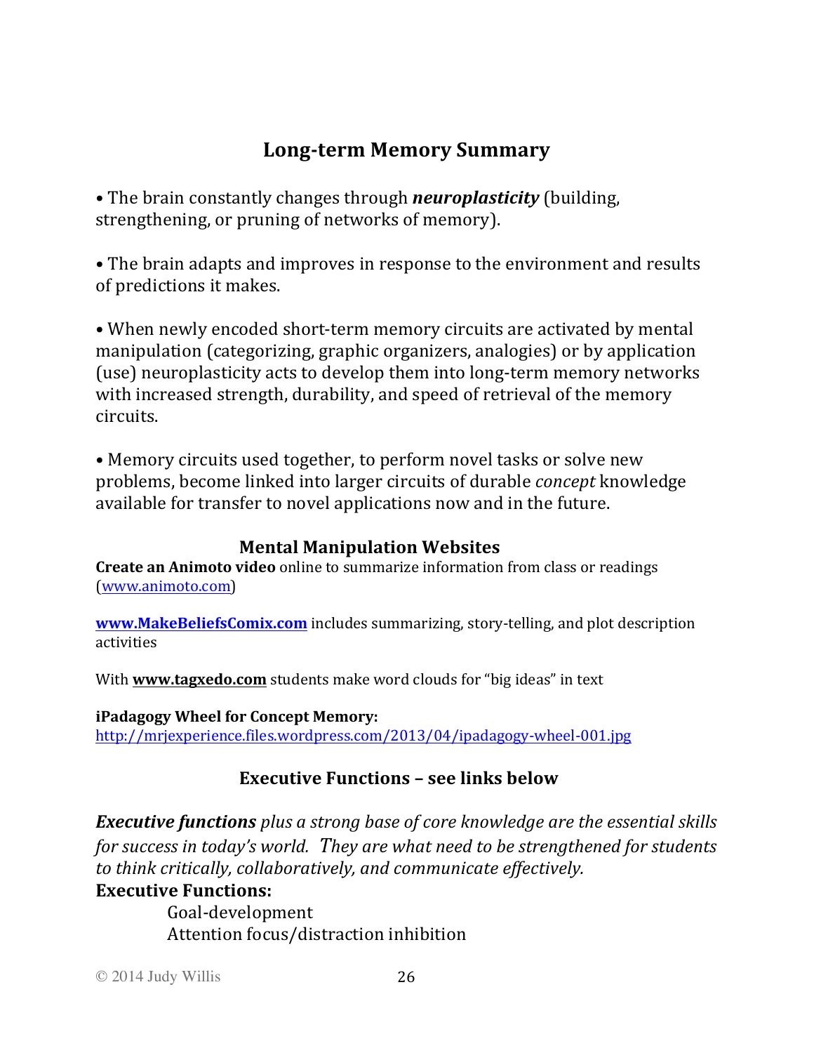## Long-term Memory Summary

• The brain constantly changes through ***neuroplasticity*** (building, strengthening, or pruning of networks of memory).

• The brain adapts and improves in response to the environment and results of predictions it makes.

• When newly encoded short-term memory circuits are activated by mental manipulation (categorizing, graphic organizers, analogies) or by application (use) neuroplasticity acts to develop them into long-term memory networks with increased strength, durability, and speed of retrieval of the memory circuits.

• Memory circuits used together, to perform novel tasks or solve new problems, become linked into larger circuits of durable *concept* knowledge available for transfer to novel applications now and in the future.

### Mental Manipulation Websites

**Create an Animoto video** online to summarize information from class or readings (www.animoto.com)

**www.MakeBeliefsComix.com** includes summarizing, story-telling, and plot description activities

With **www.tagxedo.com** students make word clouds for "big ideas" in text

**iPadagogy Wheel for Concept Memory:**
http://mrjexperience.files.wordpress.com/2013/04/ipadagogy-wheel-001.jpg

### Executive Functions – see links below

***Executive functions*** *plus a strong base of core knowledge are the essential skills for success in today's world. They are what need to be strengthened for students to think critically, collaboratively, and communicate effectively.*

**Executive Functions:**

Goal-development
Attention focus/distraction inhibition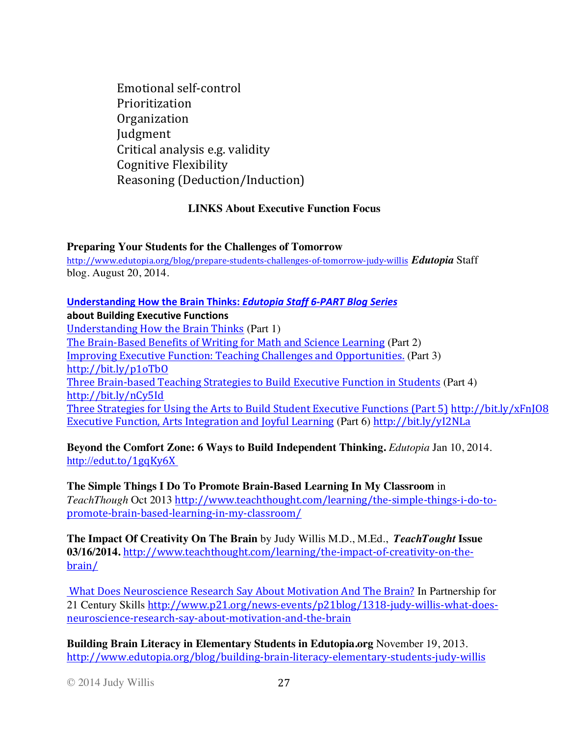Emotional self-control
Prioritization
Organization
Judgment
Critical analysis e.g. validity
Cognitive Flexibility
Reasoning (Deduction/Induction)

### LINKS About Executive Function Focus

**Preparing Your Students for the Challenges of Tomorrow**
http://www.edutopia.org/blog/prepare-students-challenges-of-tomorrow-judy-willis ***Edutopia*** Staff blog. August 20, 2014.

**Understanding How the Brain Thinks: *Edutopia Staff 6-PART Blog Series***
**about Building Executive Functions**
Understanding How the Brain Thinks (Part 1)
The Brain-Based Benefits of Writing for Math and Science Learning (Part 2)
Improving Executive Function: Teaching Challenges and Opportunities. (Part 3) http://bit.ly/p1oTbO
Three Brain-based Teaching Strategies to Build Executive Function in Students (Part 4) http://bit.ly/nCy5Id
Three Strategies for Using the Arts to Build Student Executive Functions (Part 5) http://bit.ly/xFnJO8
Executive Function, Arts Integration and Joyful Learning (Part 6) http://bit.ly/yI2NLa

**Beyond the Comfort Zone: 6 Ways to Build Independent Thinking.** *Edutopia* Jan 10, 2014. http://edut.to/1gqKy6X

**The Simple Things I Do To Promote Brain-Based Learning In My Classroom** in *TeachThough* Oct 2013 http://www.teachthought.com/learning/the-simple-things-i-do-to-promote-brain-based-learning-in-my-classroom/

**The Impact Of Creativity On The Brain** by Judy Willis M.D., M.Ed., ***TeachTought* Issue 03/16/2014.** http://www.teachthought.com/learning/the-impact-of-creativity-on-the-brain/

What Does Neuroscience Research Say About Motivation And The Brain? In Partnership for 21 Century Skills http://www.p21.org/news-events/p21blog/1318-judy-willis-what-does-neuroscience-research-say-about-motivation-and-the-brain

**Building Brain Literacy in Elementary Students in Edutopia.org** November 19, 2013. http://www.edutopia.org/blog/building-brain-literacy-elementary-students-judy-willis

© 2014 Judy Willis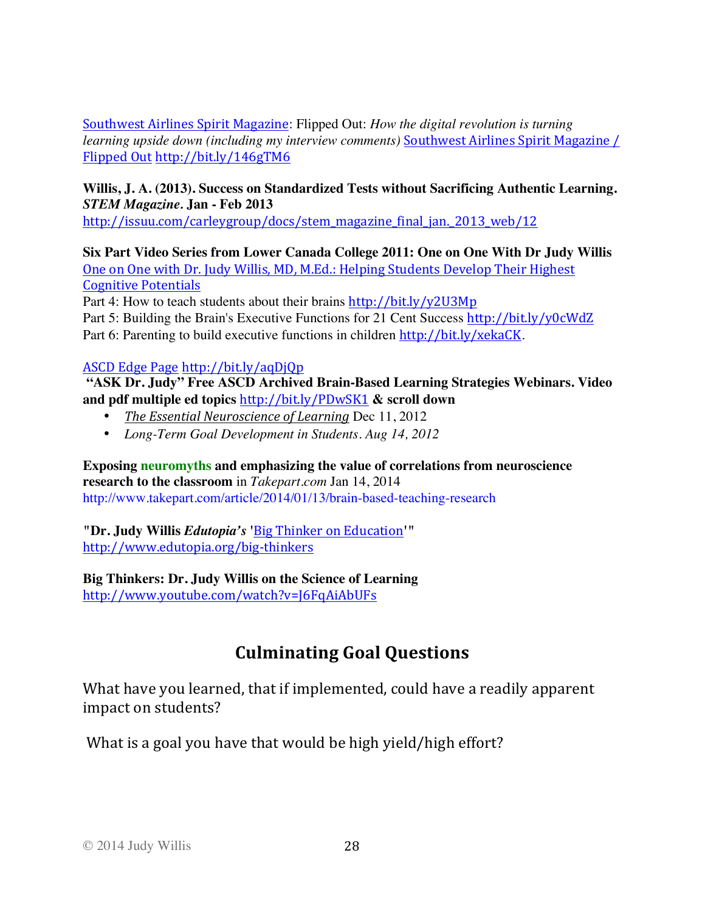Southwest Airlines Spirit Magazine: Flipped Out: *How the digital revolution is turning learning upside down (including my interview comments)* Southwest Airlines Spirit Magazine / Flipped Out http://bit.ly/146gTM6

**Willis, J. A. (2013). Success on Standardized Tests without Sacrificing Authentic Learning. *STEM Magazine*. Jan - Feb 2013**
http://issuu.com/carleygroup/docs/stem_magazine_final_jan._2013_web/12

**Six Part Video Series from Lower Canada College 2011: One on One With Dr Judy Willis**
One on One with Dr. Judy Willis, MD, M.Ed.: Helping Students Develop Their Highest Cognitive Potentials
Part 4: How to teach students about their brains http://bit.ly/y2U3Mp
Part 5: Building the Brain's Executive Functions for 21 Cent Success http://bit.ly/y0cWdZ
Part 6: Parenting to build executive functions in children http://bit.ly/xekaCK.

ASCD Edge Page http://bit.ly/aqDjQp
**"ASK Dr. Judy" Free ASCD Archived Brain-Based Learning Strategies Webinars. Video and pdf multiple ed topics** http://bit.ly/PDwSK1 **& scroll down**

- *The Essential Neuroscience of Learning* Dec 11, 2012
- *Long-Term Goal Development in Students. Aug 14, 2012*

**Exposing neuromyths and emphasizing the value of correlations from neuroscience research to the classroom** in *Takepart.com* Jan 14, 2014
http://www.takepart.com/article/2014/01/13/brain-based-teaching-research

**"Dr. Judy Willis *Edutopia's*** 'Big Thinker on Education'"
http://www.edutopia.org/big-thinkers

**Big Thinkers: Dr. Judy Willis on the Science of Learning**
http://www.youtube.com/watch?v=J6FqAiAbUFs

## Culminating Goal Questions

What have you learned, that if implemented, could have a readily apparent impact on students?

What is a goal you have that would be high yield/high effort?

© 2014 Judy Willis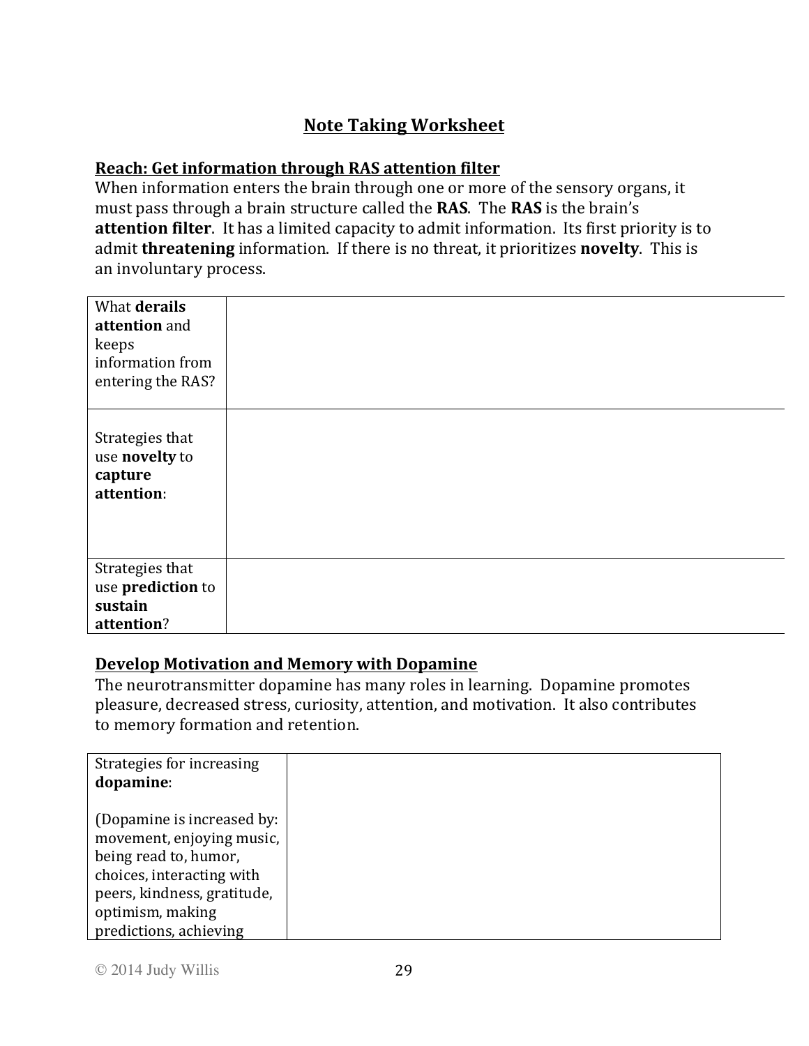## Note Taking Worksheet

### Reach: Get information through RAS attention filter

When information enters the brain through one or more of the sensory organs, it must pass through a brain structure called the **RAS**. The **RAS** is the brain's **attention filter**. It has a limited capacity to admit information. Its first priority is to admit **threatening** information. If there is no threat, it prioritizes **novelty**. This is an involuntary process.

| | |
|---|---|
| What **derails attention** and keeps information from entering the RAS? | |
| Strategies that use **novelty** to **capture attention**: | |
| Strategies that use **prediction** to **sustain attention**? | |

### Develop Motivation and Memory with Dopamine

The neurotransmitter dopamine has many roles in learning. Dopamine promotes pleasure, decreased stress, curiosity, attention, and motivation. It also contributes to memory formation and retention.

| | |
|---|---|
| Strategies for increasing **dopamine**:<br><br>(Dopamine is increased by: movement, enjoying music, being read to, humor, choices, interacting with peers, kindness, gratitude, optimism, making predictions, achieving | |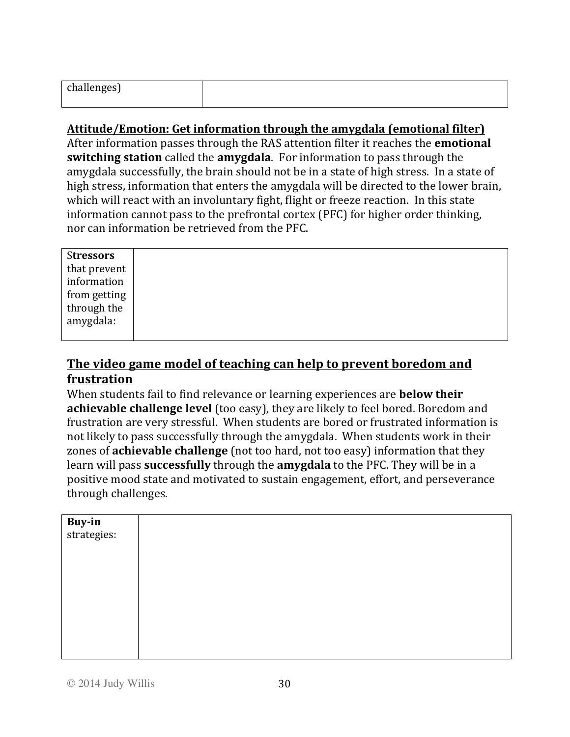| challenges) | |
|---|---|

**Attitude/Emotion: Get information through the amygdala (emotional filter)**

After information passes through the RAS attention filter it reaches the **emotional switching station** called the **amygdala**. For information to pass through the amygdala successfully, the brain should not be in a state of high stress. In a state of high stress, information that enters the amygdala will be directed to the lower brain, which will react with an involuntary fight, flight or freeze reaction. In this state information cannot pass to the prefrontal cortex (PFC) for higher order thinking, nor can information be retrieved from the PFC.

| S**tressors** that prevent information from getting through the amygdala: | |
|---|---|

## The video game model of teaching can help to prevent boredom and frustration

When students fail to find relevance or learning experiences are **below their achievable challenge level** (too easy), they are likely to feel bored. Boredom and frustration are very stressful. When students are bored or frustrated information is not likely to pass successfully through the amygdala. When students work in their zones of **achievable challenge** (not too hard, not too easy) information that they learn will pass **successfully** through the **amygdala** to the PFC. They will be in a positive mood state and motivated to sustain engagement, effort, and perseverance through challenges.

| **Buy-in** strategies: | |
|---|---|

© 2014 Judy Willis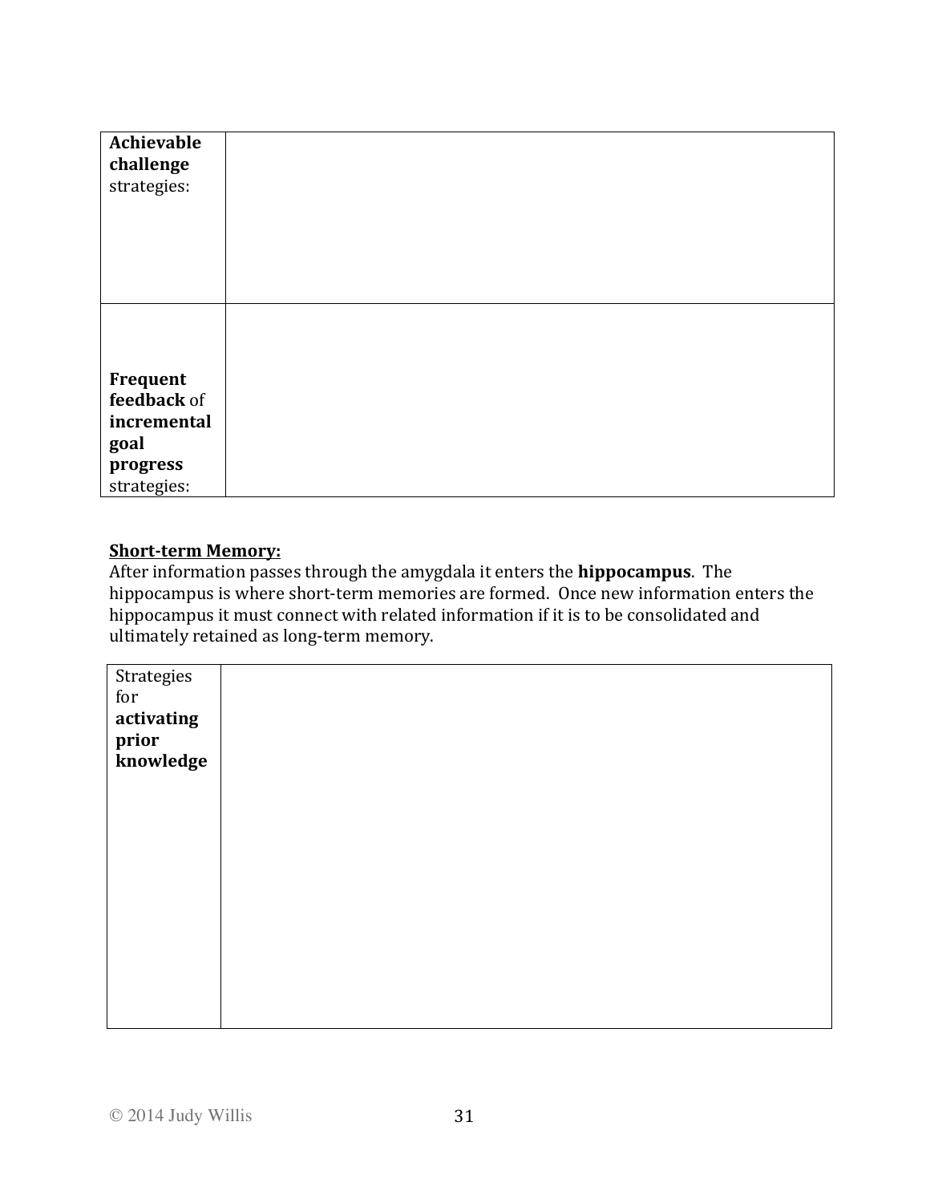| **Achievable challenge** strategies: | |
|---|---|
| **Frequent feedback** of **incremental goal progress** strategies: | |

**Short-term Memory:**

After information passes through the amygdala it enters the **hippocampus**. The hippocampus is where short-term memories are formed. Once new information enters the hippocampus it must connect with related information if it is to be consolidated and ultimately retained as long-term memory.

| Strategies for **activating prior knowledge** | |
|---|---|

© 2014 Judy Willis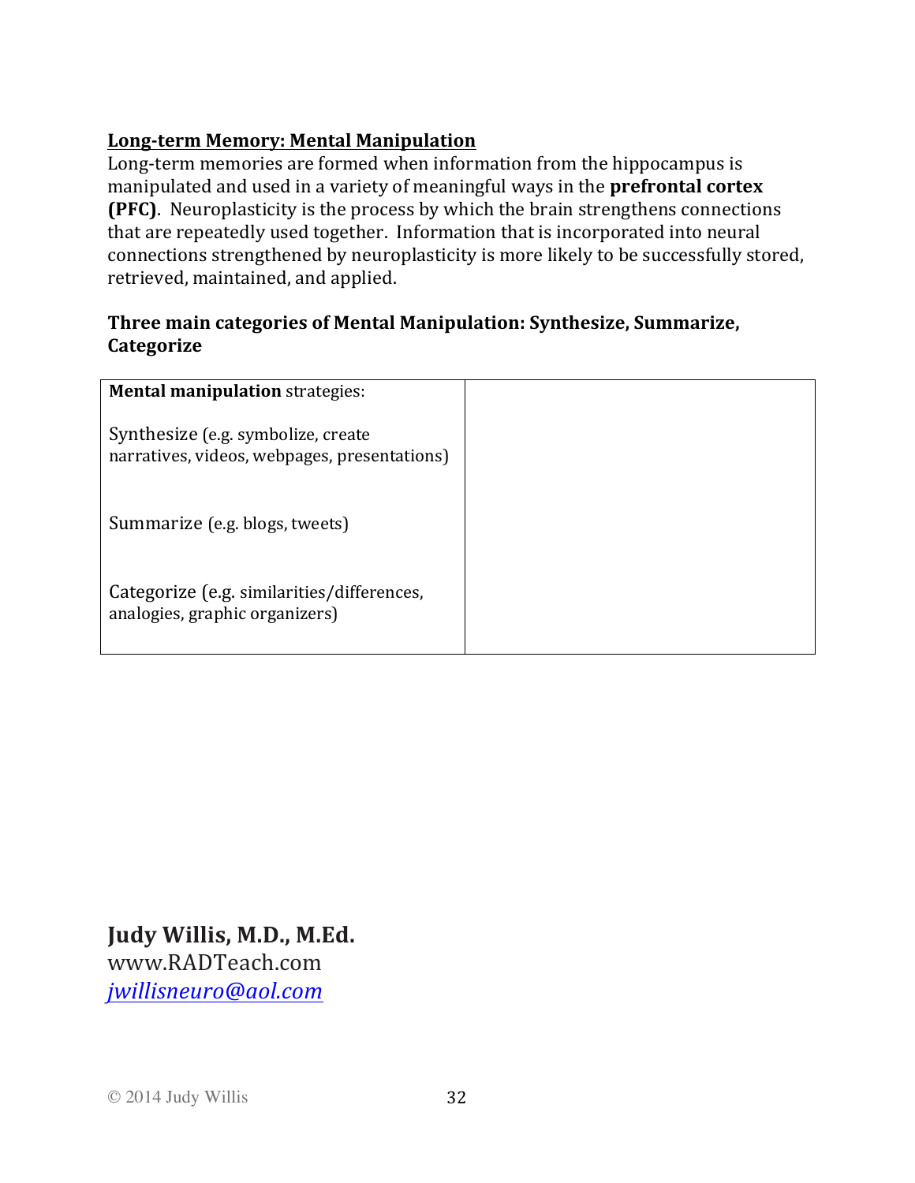## Long-term Memory: Mental Manipulation

Long-term memories are formed when information from the hippocampus is manipulated and used in a variety of meaningful ways in the **prefrontal cortex (PFC)**. Neuroplasticity is the process by which the brain strengthens connections that are repeatedly used together. Information that is incorporated into neural connections strengthened by neuroplasticity is more likely to be successfully stored, retrieved, maintained, and applied.

**Three main categories of Mental Manipulation: Synthesize, Summarize, Categorize**

| **Mental manipulation** strategies: | |
| --- | --- |
| Synthesize (e.g. symbolize, create narratives, videos, webpages, presentations) | |
| Summarize (e.g. blogs, tweets) | |
| Categorize (e.g. similarities/differences, analogies, graphic organizers) | |

**Judy Willis, M.D., M.Ed.**
www.RADTeach.com
*jwillisneuro@aol.com*

© 2014 Judy Willis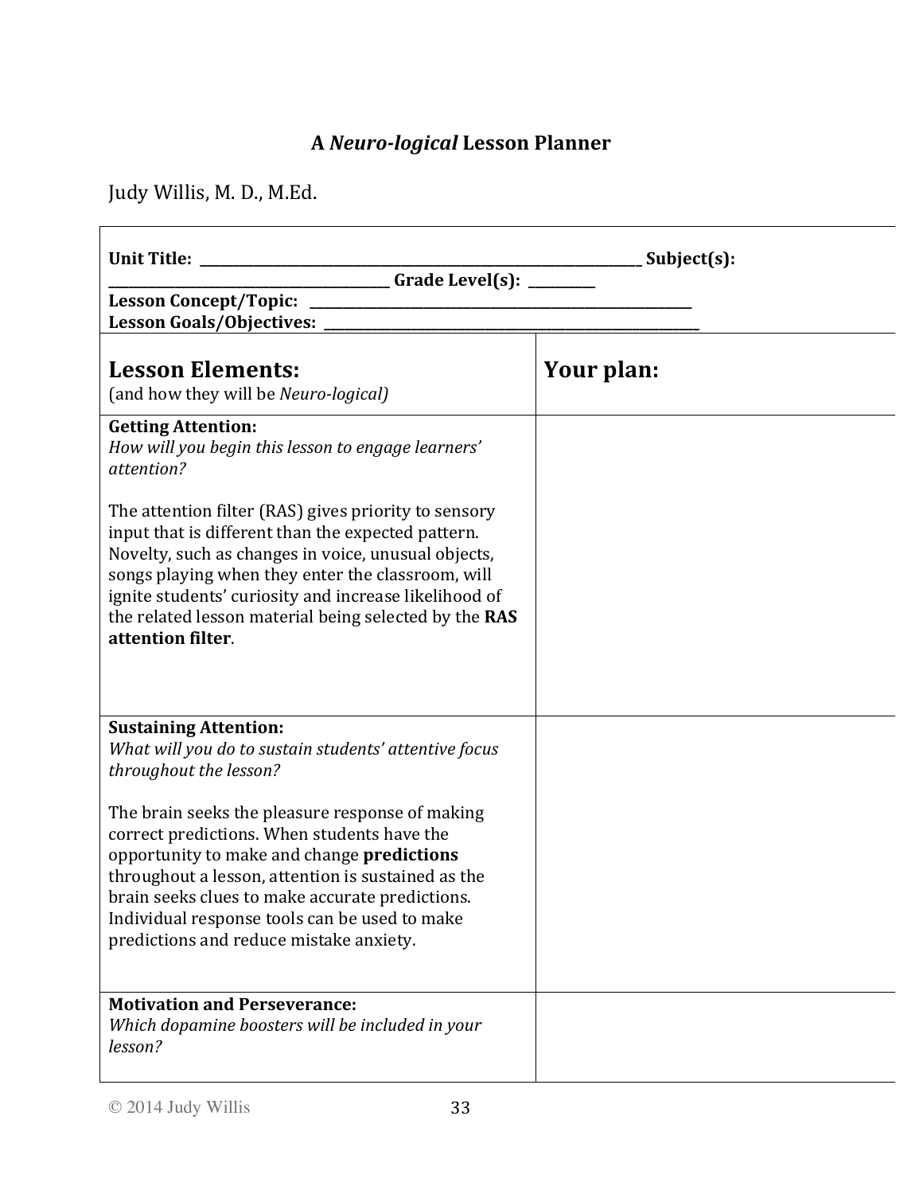# A *Neuro-logical* Lesson Planner

Judy Willis, M. D., M.Ed.

| **Unit Title:** ______________________________ **Subject(s):** ______________________________ **Grade Level(s):** __________ <br> **Lesson Concept/Topic:** ______________________________ <br> **Lesson Goals/Objectives:** ______________________________ | |
|---|---|
| **Lesson Elements:** <br> (and how they will be *Neuro-logical)* | **Your plan:** |
| **Getting Attention:** <br> *How will you begin this lesson to engage learners' attention?* <br><br> The attention filter (RAS) gives priority to sensory input that is different than the expected pattern. Novelty, such as changes in voice, unusual objects, songs playing when they enter the classroom, will ignite students' curiosity and increase likelihood of the related lesson material being selected by the **RAS attention filter**. | |
| **Sustaining Attention:** <br> *What will you do to sustain students' attentive focus throughout the lesson?* <br><br> The brain seeks the pleasure response of making correct predictions. When students have the opportunity to make and change **predictions** throughout a lesson, attention is sustained as the brain seeks clues to make accurate predictions. Individual response tools can be used to make predictions and reduce mistake anxiety. | |
| **Motivation and Perseverance:** <br> *Which dopamine boosters will be included in your lesson?* | |

© 2014 Judy Willis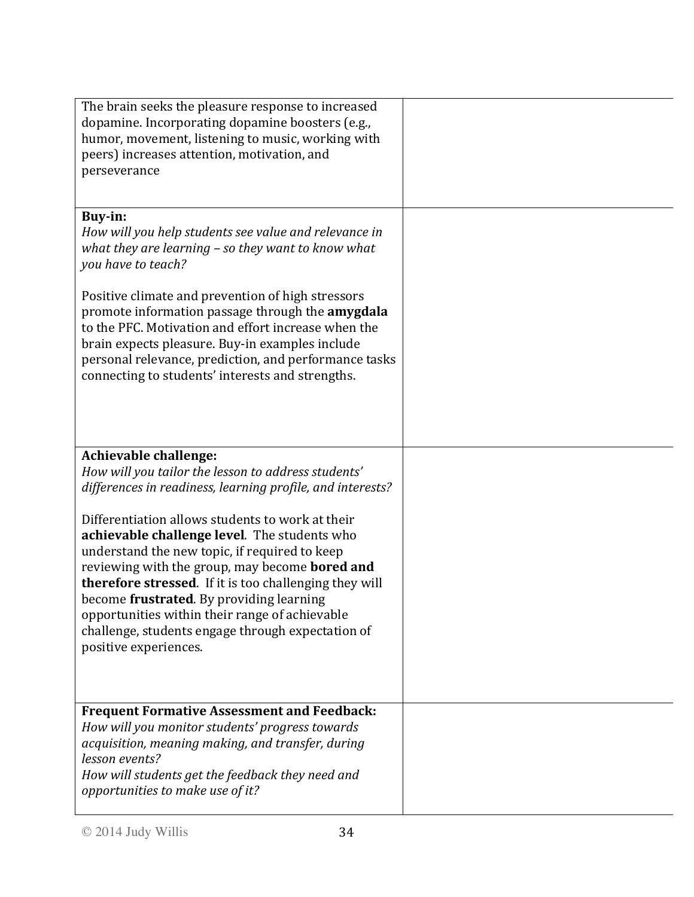| | |
|---|---|
| The brain seeks the pleasure response to increased dopamine. Incorporating dopamine boosters (e.g., humor, movement, listening to music, working with peers) increases attention, motivation, and perseverance | |
| **Buy-in:**<br>*How will you help students see value and relevance in what they are learning – so they want to know what you have to teach?*<br><br>Positive climate and prevention of high stressors promote information passage through the **amygdala** to the PFC. Motivation and effort increase when the brain expects pleasure. Buy-in examples include personal relevance, prediction, and performance tasks connecting to students' interests and strengths. | |
| **Achievable challenge:**<br>*How will you tailor the lesson to address students' differences in readiness, learning profile, and interests?*<br><br>Differentiation allows students to work at their **achievable challenge level**. The students who understand the new topic, if required to keep reviewing with the group, may become **bored and therefore stressed**. If it is too challenging they will become **frustrated**. By providing learning opportunities within their range of achievable challenge, students engage through expectation of positive experiences. | |
| **Frequent Formative Assessment and Feedback:**<br>*How will you monitor students' progress towards acquisition, meaning making, and transfer, during lesson events?*<br>*How will students get the feedback they need and opportunities to make use of it?* | |

© 2014 Judy Willis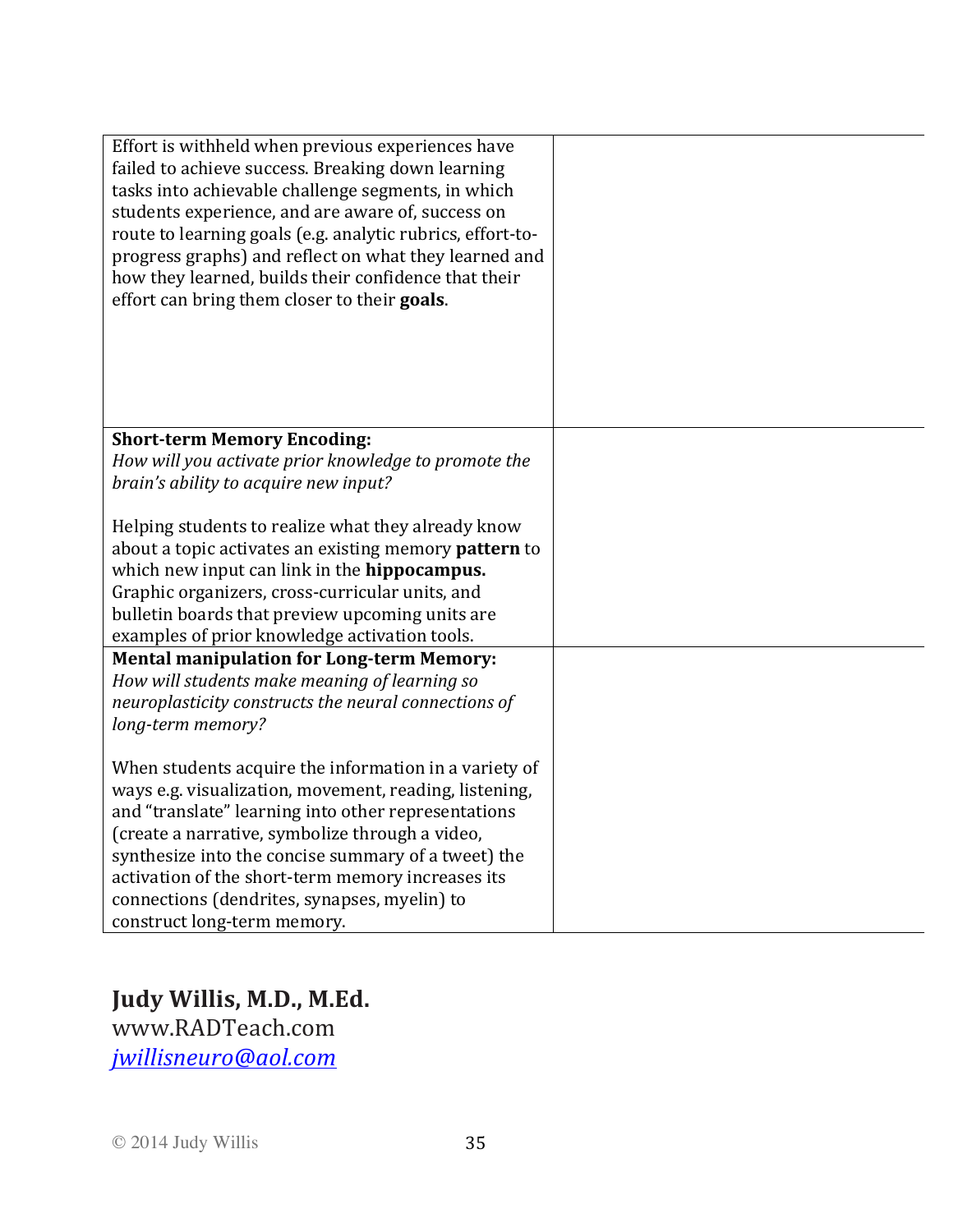| | |
|---|---|
| Effort is withheld when previous experiences have failed to achieve success. Breaking down learning tasks into achievable challenge segments, in which students experience, and are aware of, success on route to learning goals (e.g. analytic rubrics, effort-to-progress graphs) and reflect on what they learned and how they learned, builds their confidence that their effort can bring them closer to their **goals**. | |
| **Short-term Memory Encoding:**<br>*How will you activate prior knowledge to promote the brain's ability to acquire new input?*<br><br>Helping students to realize what they already know about a topic activates an existing memory **pattern** to which new input can link in the **hippocampus.** Graphic organizers, cross-curricular units, and bulletin boards that preview upcoming units are examples of prior knowledge activation tools. | |
| **Mental manipulation for Long-term Memory:**<br>*How will students make meaning of learning so neuroplasticity constructs the neural connections of long-term memory?*<br><br>When students acquire the information in a variety of ways e.g. visualization, movement, reading, listening, and "translate" learning into other representations (create a narrative, symbolize through a video, synthesize into the concise summary of a tweet) the activation of the short-term memory increases its connections (dendrites, synapses, myelin) to construct long-term memory. | |

**Judy Willis, M.D., M.Ed.**
www.RADTeach.com
[jwillisneuro@aol.com](mailto:jwillisneuro@aol.com)

© 2014 Judy Willis